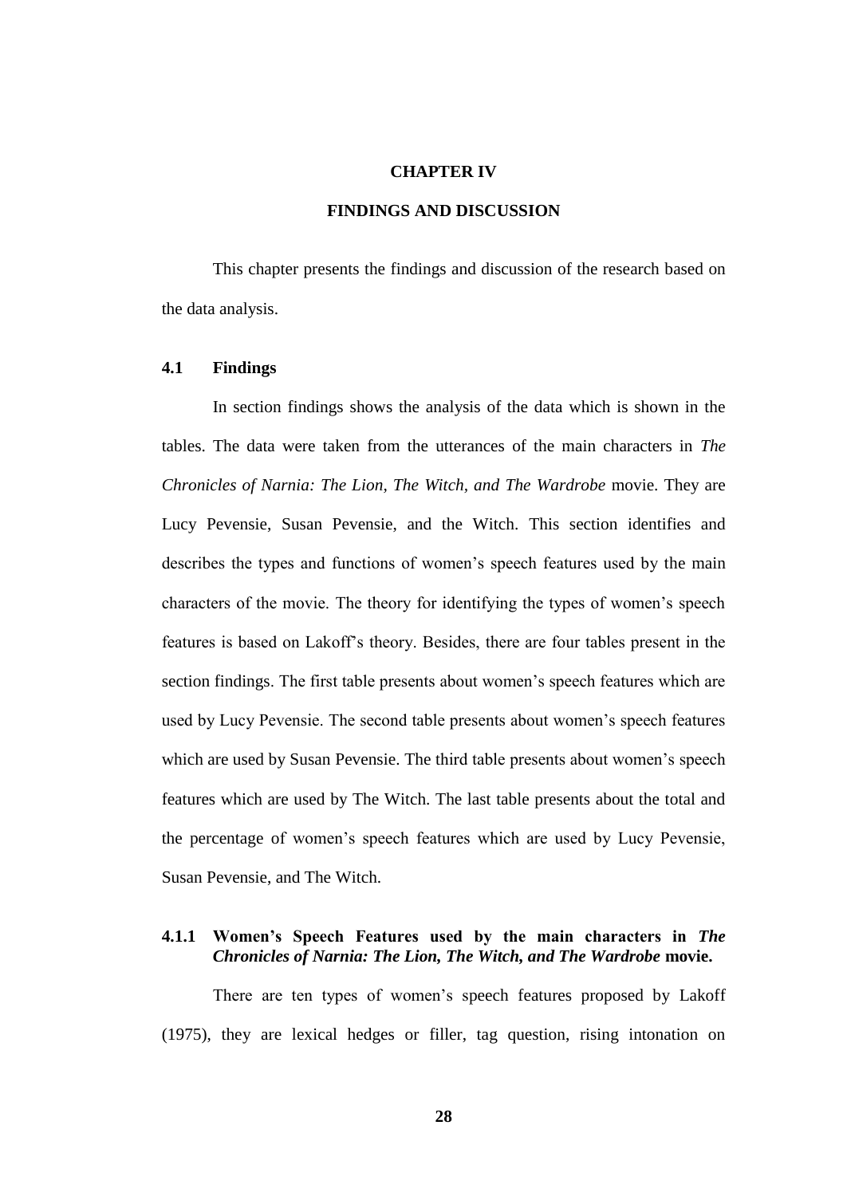# CHAPTER IV

# FINDINGS AND DISCUSSION

This chapter presents the findings and discussion of the research based on the data analysis.

## 4.1 Findings

In section findings shows the analysis of the data which is shown in the tables. The data were taken from the utterances of the main characters in *The Chronicles of Narnia: The Lion, The Witch, and The Wardrobe* movie. They are Lucy Pevensie, Susan Pevensie, and the Witch. This section identifies and describes the types and functions of women's speech features used by the main characters of the movie. The theory for identifying the types of women's speech features is based on Lakoff's theory. Besides, there are four tables present in the section findings. The first table presents about women's speech features which are used by Lucy Pevensie. The second table presents about women's speech features which are used by Susan Pevensie. The third table presents about women's speech features which are used by The Witch. The last table presents about the total and the percentage of women's speech features which are used by Lucy Pevensie, Susan Pevensie, and The Witch.

### 4.1.1 Women's Speech Features used by the main characters in *The Chronicles of Narnia: The Lion, The Witch, and The Wardrobe* movie.

There are ten types of women's speech features proposed by Lakoff (1975), they are lexical hedges or filler, tag question, rising intonation on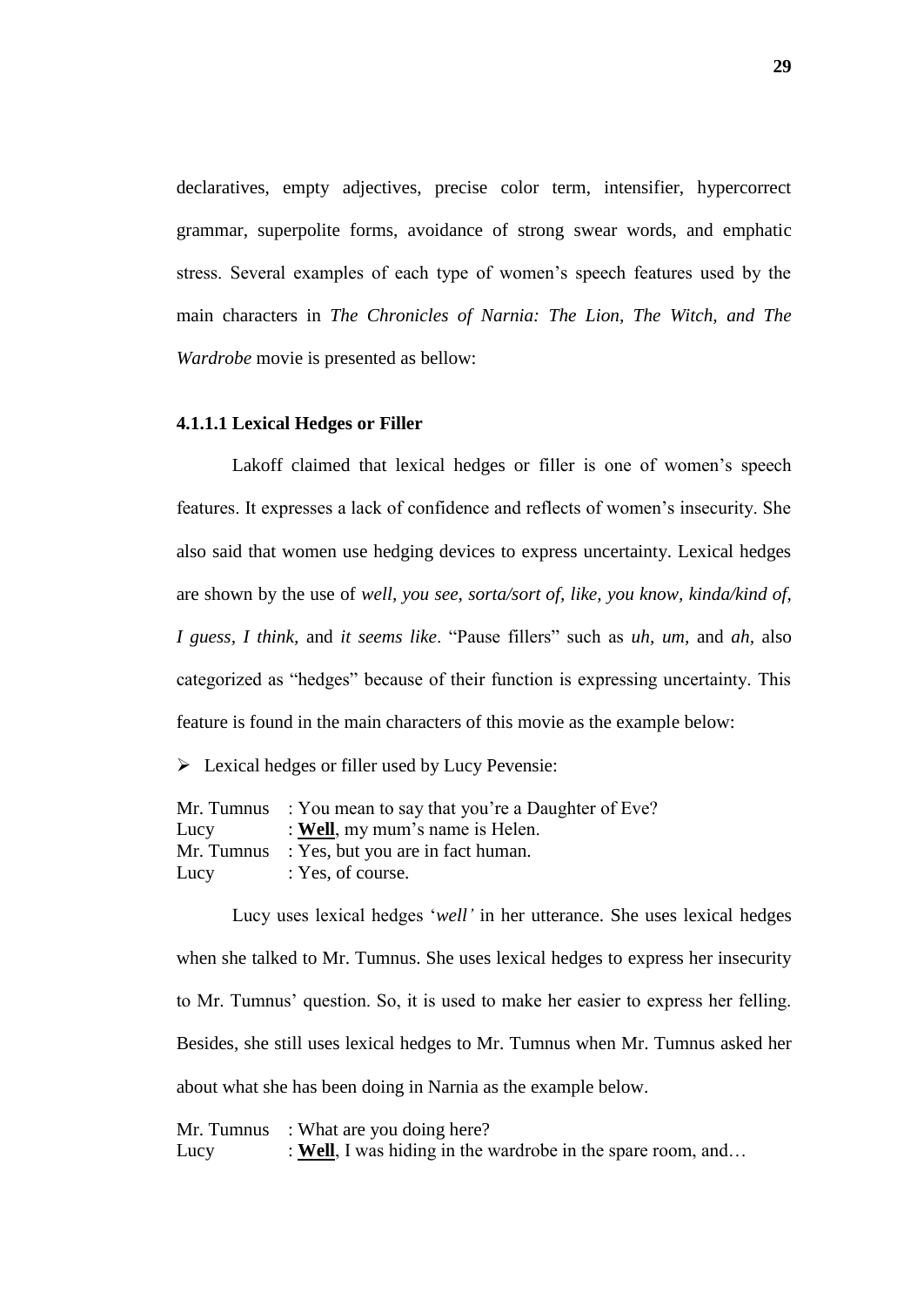declaratives, empty adjectives, precise color term, intensifier, hypercorrect grammar, superpolite forms, avoidance of strong swear words, and emphatic stress. Several examples of each type of women's speech features used by the main characters in *The Chronicles of Narnia: The Lion, The Witch, and The Wardrobe* movie is presented as bellow:

#### 4.1.1.1 Lexical Hedges or Filler

Lakoff claimed that lexical hedges or filler is one of women's speech features. It expresses a lack of confidence and reflects of women's insecurity. She also said that women use hedging devices to express uncertainty. Lexical hedges are shown by the use of *well, you see, sorta/sort of, like, you know, kinda/kind of, I guess, I think,* and *it seems like*. "Pause fillers" such as *uh, um,* and *ah,* also categorized as "hedges" because of their function is expressing uncertainty. This feature is found in the main characters of this movie as the example below:

- Lexical hedges or filler used by Lucy Pevensie:

Mr. Tumnus : You mean to say that you're a Daughter of Eve?
Lucy : **Well**, my mum's name is Helen.
Mr. Tumnus : Yes, but you are in fact human.
Lucy : Yes, of course.

Lucy uses lexical hedges '*well'* in her utterance. She uses lexical hedges when she talked to Mr. Tumnus. She uses lexical hedges to express her insecurity to Mr. Tumnus' question. So, it is used to make her easier to express her felling. Besides, she still uses lexical hedges to Mr. Tumnus when Mr. Tumnus asked her about what she has been doing in Narnia as the example below.

Mr. Tumnus : What are you doing here?
Lucy : **Well**, I was hiding in the wardrobe in the spare room, and…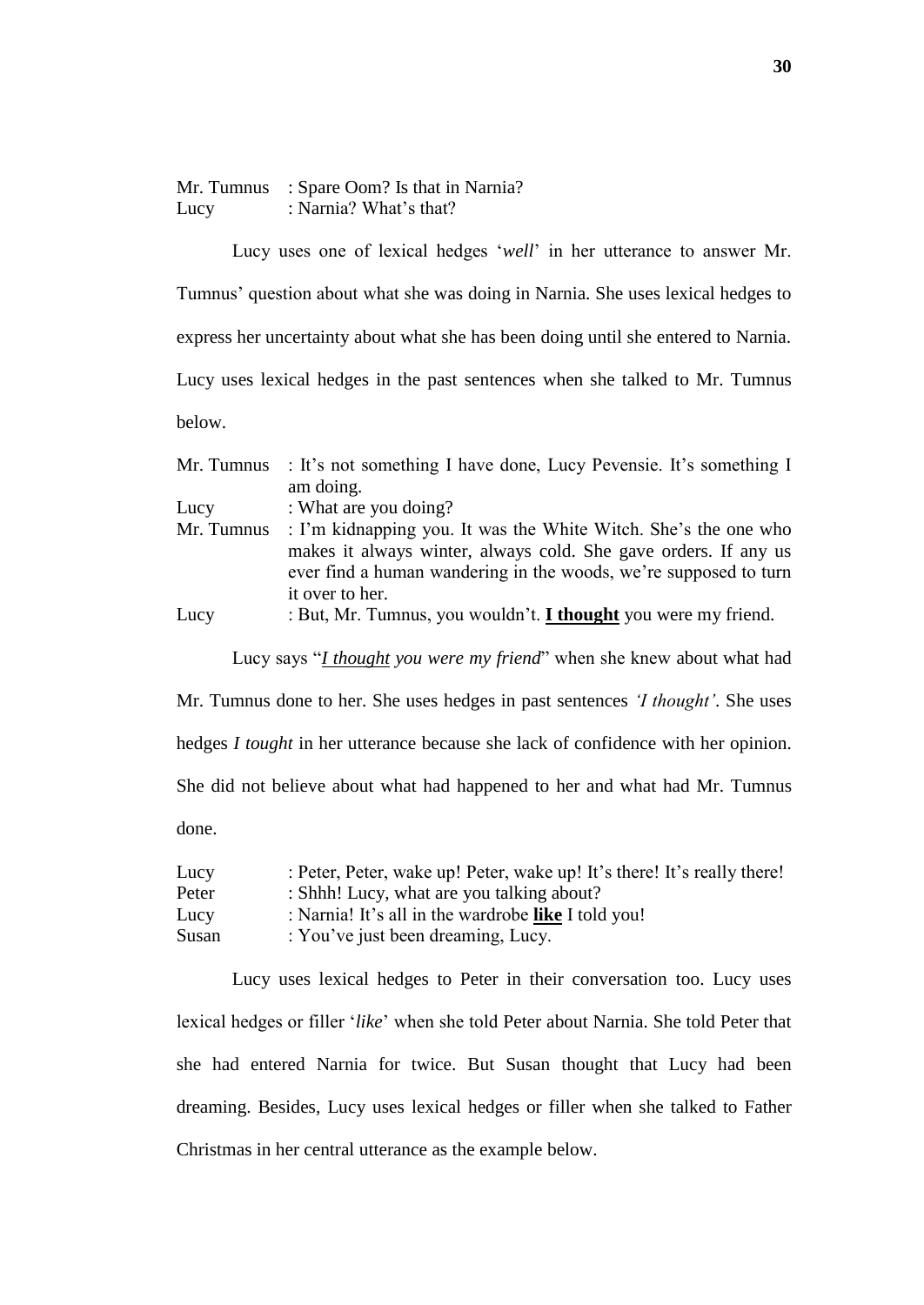Mr. Tumnus : Spare Oom? Is that in Narnia?
Lucy : Narnia? What's that?

Lucy uses one of lexical hedges '*well*' in her utterance to answer Mr. Tumnus' question about what she was doing in Narnia. She uses lexical hedges to express her uncertainty about what she has been doing until she entered to Narnia. Lucy uses lexical hedges in the past sentences when she talked to Mr. Tumnus below.

Mr. Tumnus : It's not something I have done, Lucy Pevensie. It's something I am doing.
Lucy : What are you doing?
Mr. Tumnus : I'm kidnapping you. It was the White Witch. She's the one who makes it always winter, always cold. She gave orders. If any us ever find a human wandering in the woods, we're supposed to turn it over to her.
Lucy : But, Mr. Tumnus, you wouldn't. **I thought** you were my friend.

Lucy says "*I thought you were my friend*" when she knew about what had Mr. Tumnus done to her. She uses hedges in past sentences *'I thought'*. She uses hedges *I tought* in her utterance because she lack of confidence with her opinion. She did not believe about what had happened to her and what had Mr. Tumnus done.

Lucy : Peter, Peter, wake up! Peter, wake up! It's there! It's really there!
Peter : Shhh! Lucy, what are you talking about?
Lucy : Narnia! It's all in the wardrobe **like** I told you!
Susan : You've just been dreaming, Lucy.

Lucy uses lexical hedges to Peter in their conversation too. Lucy uses lexical hedges or filler '*like*' when she told Peter about Narnia. She told Peter that she had entered Narnia for twice. But Susan thought that Lucy had been dreaming. Besides, Lucy uses lexical hedges or filler when she talked to Father Christmas in her central utterance as the example below.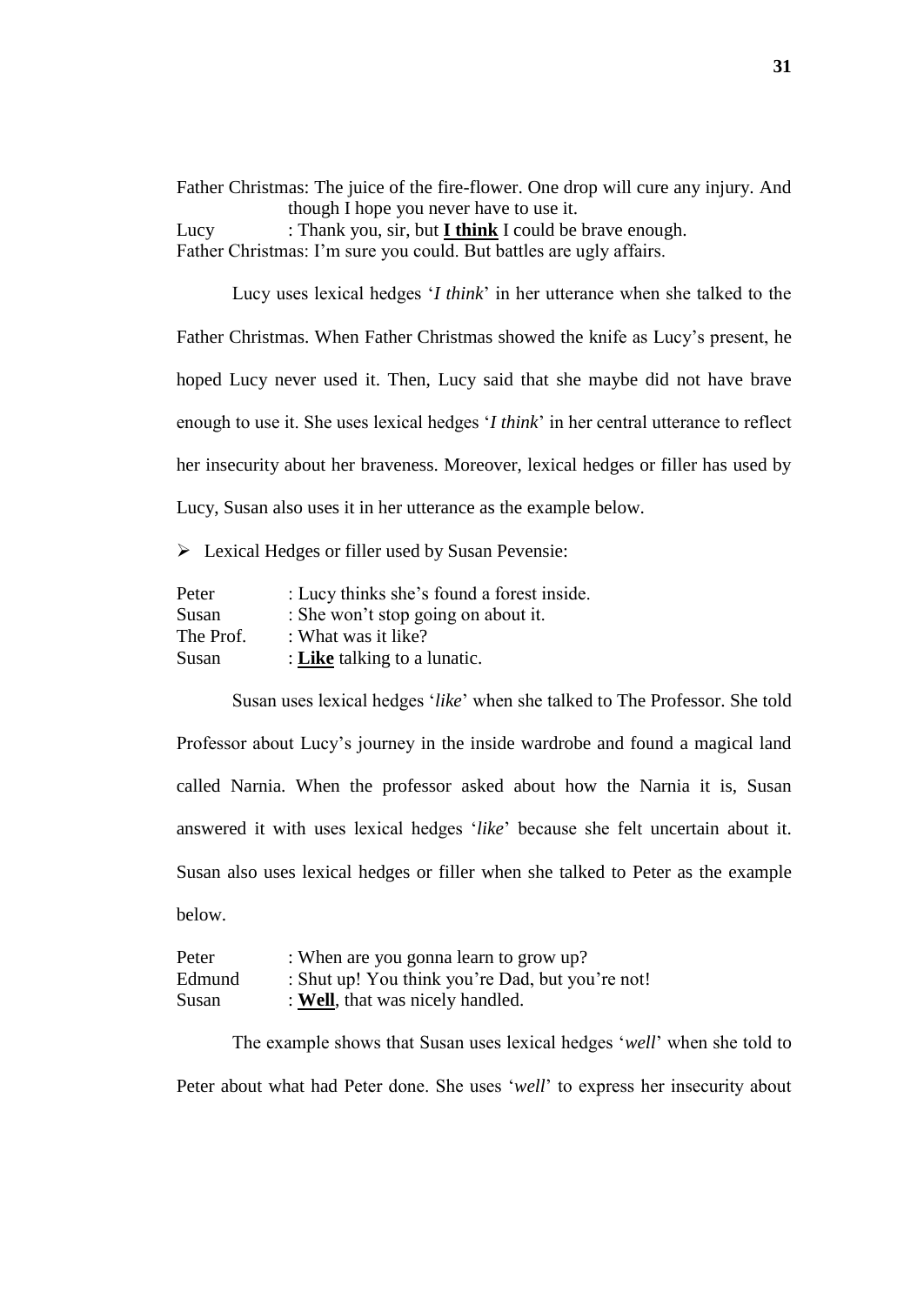Father Christmas: The juice of the fire-flower. One drop will cure any injury. And though I hope you never have to use it.
Lucy : Thank you, sir, but **I think** I could be brave enough.
Father Christmas: I'm sure you could. But battles are ugly affairs.

Lucy uses lexical hedges '*I think*' in her utterance when she talked to the Father Christmas. When Father Christmas showed the knife as Lucy's present, he hoped Lucy never used it. Then, Lucy said that she maybe did not have brave enough to use it. She uses lexical hedges '*I think*' in her central utterance to reflect her insecurity about her braveness. Moreover, lexical hedges or filler has used by Lucy, Susan also uses it in her utterance as the example below.

- Lexical Hedges or filler used by Susan Pevensie:

Peter : Lucy thinks she's found a forest inside.
Susan : She won't stop going on about it.
The Prof. : What was it like?
Susan : **Like** talking to a lunatic.

Susan uses lexical hedges '*like*' when she talked to The Professor. She told Professor about Lucy's journey in the inside wardrobe and found a magical land called Narnia. When the professor asked about how the Narnia it is, Susan answered it with uses lexical hedges '*like*' because she felt uncertain about it. Susan also uses lexical hedges or filler when she talked to Peter as the example below.

Peter : When are you gonna learn to grow up?
Edmund : Shut up! You think you're Dad, but you're not!
Susan : **Well**, that was nicely handled.

The example shows that Susan uses lexical hedges '*well*' when she told to Peter about what had Peter done. She uses '*well*' to express her insecurity about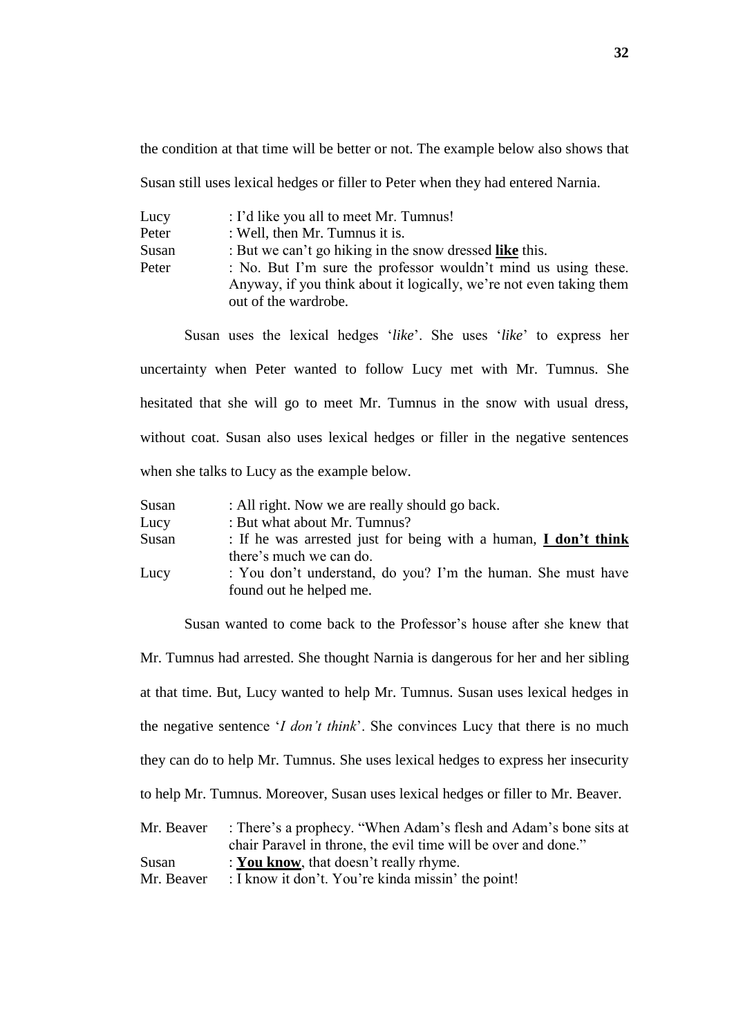the condition at that time will be better or not. The example below also shows that Susan still uses lexical hedges or filler to Peter when they had entered Narnia.

| | |
|---|---|
| Lucy | : I'd like you all to meet Mr. Tumnus! |
| Peter | : Well, then Mr. Tumnus it is. |
| Susan | : But we can't go hiking in the snow dressed **like** this. |
| Peter | : No. But I'm sure the professor wouldn't mind us using these. Anyway, if you think about it logically, we're not even taking them out of the wardrobe. |

Susan uses the lexical hedges '*like*'. She uses '*like*' to express her uncertainty when Peter wanted to follow Lucy met with Mr. Tumnus. She hesitated that she will go to meet Mr. Tumnus in the snow with usual dress, without coat. Susan also uses lexical hedges or filler in the negative sentences when she talks to Lucy as the example below.

| | |
|---|---|
| Susan | : All right. Now we are really should go back. |
| Lucy | : But what about Mr. Tumnus? |
| Susan | : If he was arrested just for being with a human, **I don't think** there's much we can do. |
| Lucy | : You don't understand, do you? I'm the human. She must have found out he helped me. |

Susan wanted to come back to the Professor's house after she knew that Mr. Tumnus had arrested. She thought Narnia is dangerous for her and her sibling at that time. But, Lucy wanted to help Mr. Tumnus. Susan uses lexical hedges in the negative sentence '*I don't think*'. She convinces Lucy that there is no much they can do to help Mr. Tumnus. She uses lexical hedges to express her insecurity to help Mr. Tumnus. Moreover, Susan uses lexical hedges or filler to Mr. Beaver.

| | |
|---|---|
| Mr. Beaver | : There's a prophecy. "When Adam's flesh and Adam's bone sits at chair Paravel in throne, the evil time will be over and done." |
| Susan | : **You know**, that doesn't really rhyme. |
| Mr. Beaver | : I know it don't. You're kinda missin' the point! |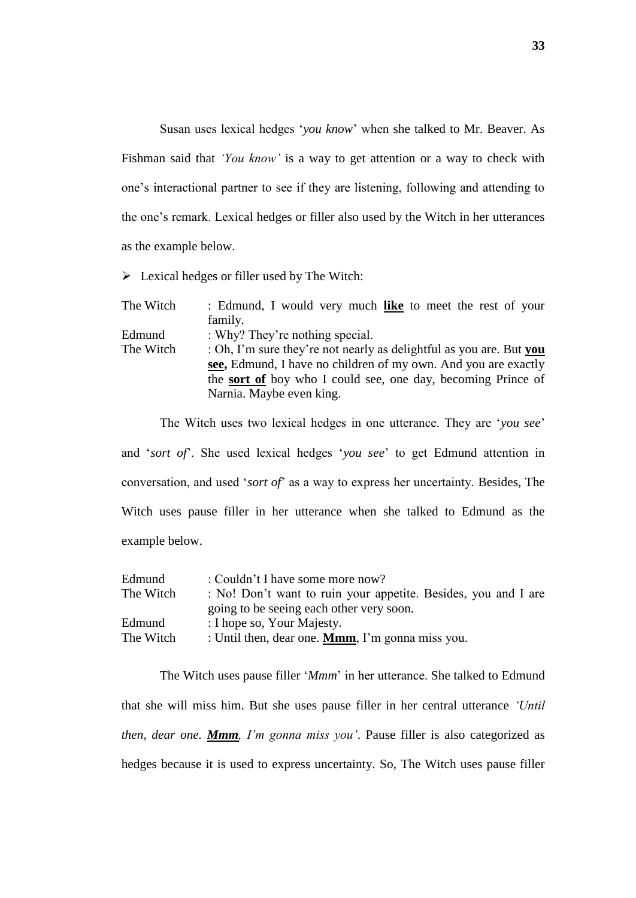Susan uses lexical hedges '*you know*' when she talked to Mr. Beaver. As Fishman said that *'You know'* is a way to get attention or a way to check with one's interactional partner to see if they are listening, following and attending to the one's remark. Lexical hedges or filler also used by the Witch in her utterances as the example below.

➢ Lexical hedges or filler used by The Witch:

| | |
|---|---|
| The Witch | : Edmund, I would very much <u>**like**</u> to meet the rest of your family. |
| Edmund | : Why? They're nothing special. |
| The Witch | : Oh, I'm sure they're not nearly as delightful as you are. But <u>**you see**</u>, Edmund, I have no children of my own. And you are exactly the <u>**sort of**</u> boy who I could see, one day, becoming Prince of Narnia. Maybe even king. |

The Witch uses two lexical hedges in one utterance. They are '*you see*' and '*sort of*'. She used lexical hedges '*you see*' to get Edmund attention in conversation, and used '*sort of*' as a way to express her uncertainty. Besides, The Witch uses pause filler in her utterance when she talked to Edmund as the example below.

| | |
|---|---|
| Edmund | : Couldn't I have some more now? |
| The Witch | : No! Don't want to ruin your appetite. Besides, you and I are going to be seeing each other very soon. |
| Edmund | : I hope so, Your Majesty. |
| The Witch | : Until then, dear one. <u>**Mmm**</u>, I'm gonna miss you. |

The Witch uses pause filler '*Mmm*' in her utterance. She talked to Edmund that she will miss him. But she uses pause filler in her central utterance *'Until then, dear one. <u>**Mmm**</u>, I'm gonna miss you'*. Pause filler is also categorized as hedges because it is used to express uncertainty. So, The Witch uses pause filler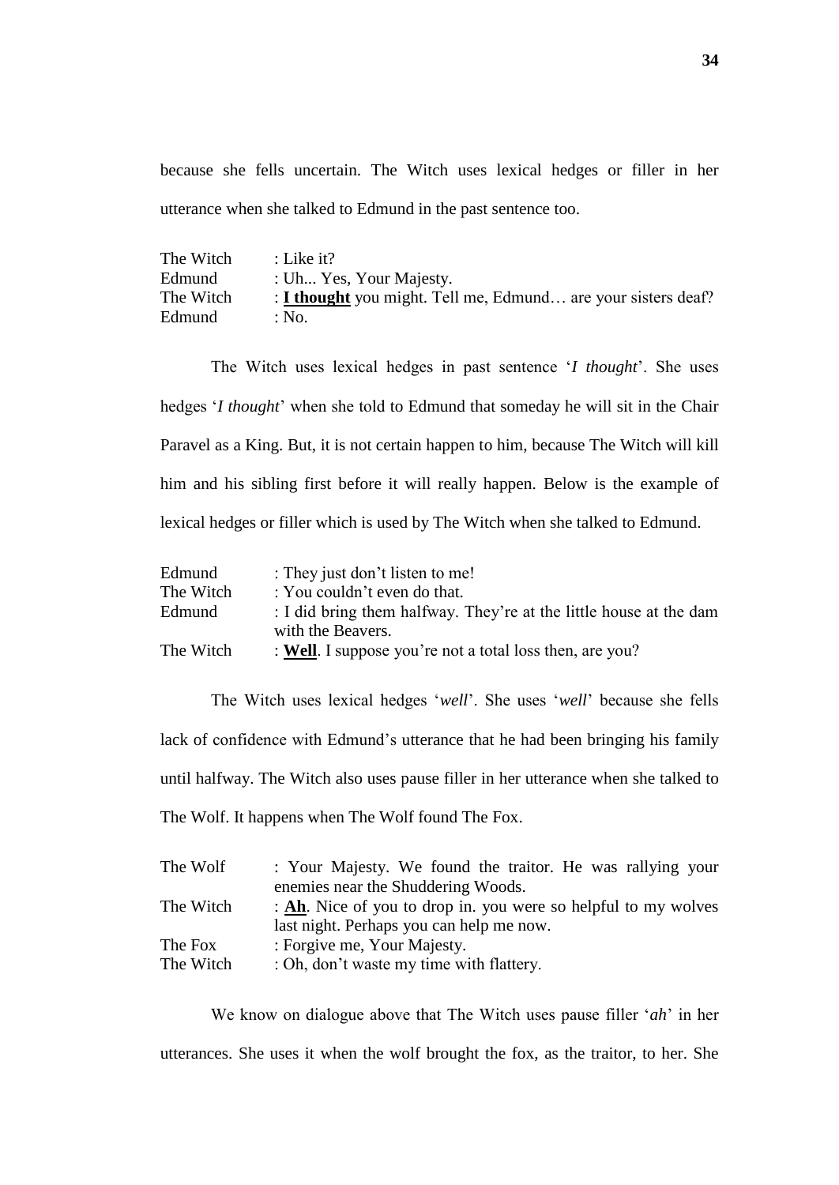because she fells uncertain. The Witch uses lexical hedges or filler in her utterance when she talked to Edmund in the past sentence too.

| | |
|---|---|
| The Witch | : Like it? |
| Edmund | : Uh... Yes, Your Majesty. |
| The Witch | : ***I thought*** you might. Tell me, Edmund… are your sisters deaf? |
| Edmund | : No. |

The Witch uses lexical hedges in past sentence '*I thought*'. She uses hedges '*I thought*' when she told to Edmund that someday he will sit in the Chair Paravel as a King. But, it is not certain happen to him, because The Witch will kill him and his sibling first before it will really happen. Below is the example of lexical hedges or filler which is used by The Witch when she talked to Edmund.

| | |
|---|---|
| Edmund | : They just don't listen to me! |
| The Witch | : You couldn't even do that. |
| Edmund | : I did bring them halfway. They're at the little house at the dam with the Beavers. |
| The Witch | : ***Well***. I suppose you're not a total loss then, are you? |

The Witch uses lexical hedges '*well*'. She uses '*well*' because she fells lack of confidence with Edmund's utterance that he had been bringing his family until halfway. The Witch also uses pause filler in her utterance when she talked to The Wolf. It happens when The Wolf found The Fox.

| | |
|---|---|
| The Wolf | : Your Majesty. We found the traitor. He was rallying your enemies near the Shuddering Woods. |
| The Witch | : ***Ah***. Nice of you to drop in. you were so helpful to my wolves last night. Perhaps you can help me now. |
| The Fox | : Forgive me, Your Majesty. |
| The Witch | : Oh, don't waste my time with flattery. |

We know on dialogue above that The Witch uses pause filler '*ah*' in her utterances. She uses it when the wolf brought the fox, as the traitor, to her. She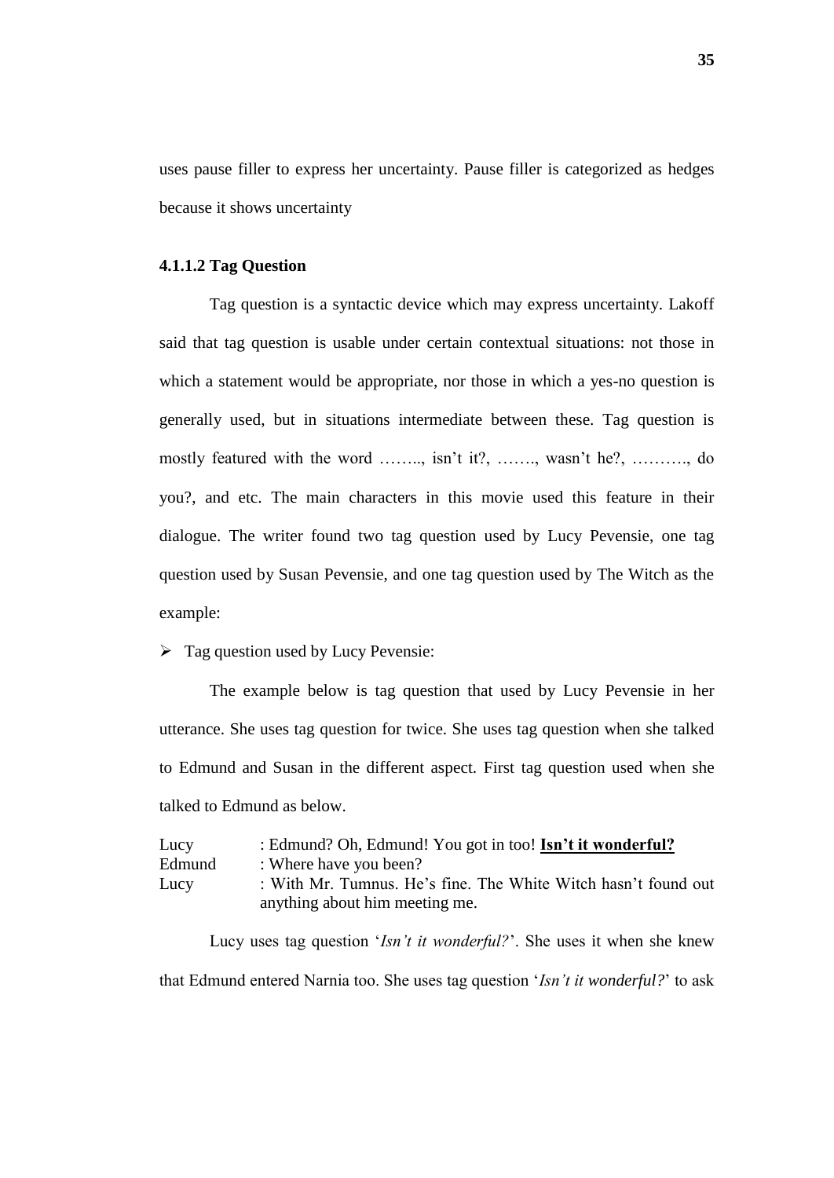uses pause filler to express her uncertainty. Pause filler is categorized as hedges because it shows uncertainty

#### 4.1.1.2 Tag Question

Tag question is a syntactic device which may express uncertainty. Lakoff said that tag question is usable under certain contextual situations: not those in which a statement would be appropriate, nor those in which a yes-no question is generally used, but in situations intermediate between these. Tag question is mostly featured with the word …….., isn't it?, ……., wasn't he?, ………., do you?, and etc. The main characters in this movie used this feature in their dialogue. The writer found two tag question used by Lucy Pevensie, one tag question used by Susan Pevensie, and one tag question used by The Witch as the example:

- Tag question used by Lucy Pevensie:

The example below is tag question that used by Lucy Pevensie in her utterance. She uses tag question for twice. She uses tag question when she talked to Edmund and Susan in the different aspect. First tag question used when she talked to Edmund as below.

Lucy : Edmund? Oh, Edmund! You got in too! **Isn't it wonderful?**
Edmund : Where have you been?
Lucy : With Mr. Tumnus. He's fine. The White Witch hasn't found out anything about him meeting me.

Lucy uses tag question '*Isn't it wonderful?*'. She uses it when she knew that Edmund entered Narnia too. She uses tag question '*Isn't it wonderful?*' to ask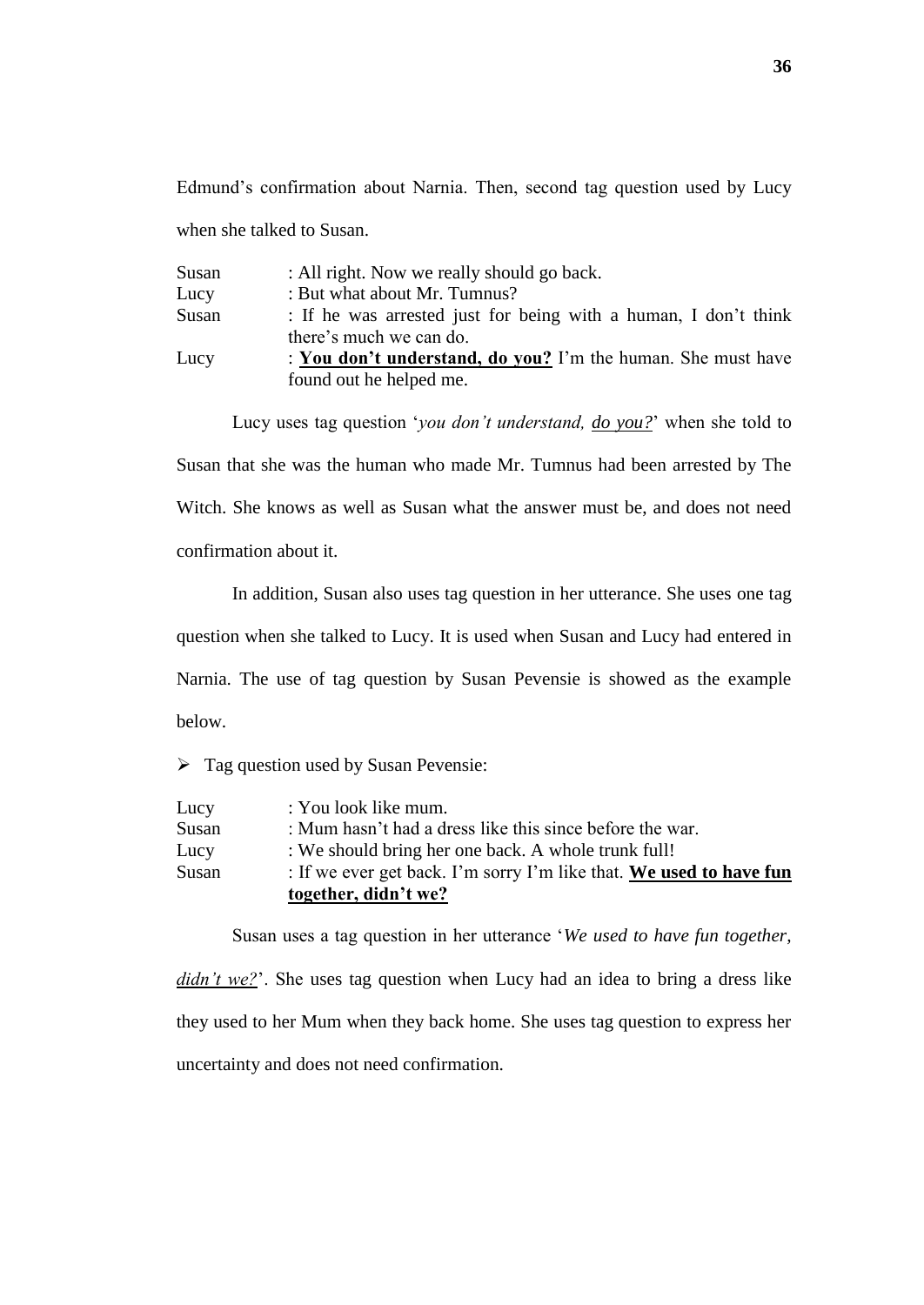Edmund's confirmation about Narnia. Then, second tag question used by Lucy when she talked to Susan.

Susan : All right. Now we really should go back.
Lucy : But what about Mr. Tumnus?
Susan : If he was arrested just for being with a human, I don't think there's much we can do.
Lucy : **<u>You don't understand, do you?</u>** I'm the human. She must have found out he helped me.

Lucy uses tag question '*you don't understand, <u>do you?</u>*' when she told to Susan that she was the human who made Mr. Tumnus had been arrested by The Witch. She knows as well as Susan what the answer must be, and does not need confirmation about it.

In addition, Susan also uses tag question in her utterance. She uses one tag question when she talked to Lucy. It is used when Susan and Lucy had entered in Narnia. The use of tag question by Susan Pevensie is showed as the example below.

- Tag question used by Susan Pevensie:

Lucy : You look like mum.
Susan : Mum hasn't had a dress like this since before the war.
Lucy : We should bring her one back. A whole trunk full!
Susan : If we ever get back. I'm sorry I'm like that. **<u>We used to have fun together, didn't we?</u>**

Susan uses a tag question in her utterance '*We used to have fun together, <u>didn't we?</u>*'. She uses tag question when Lucy had an idea to bring a dress like they used to her Mum when they back home. She uses tag question to express her uncertainty and does not need confirmation.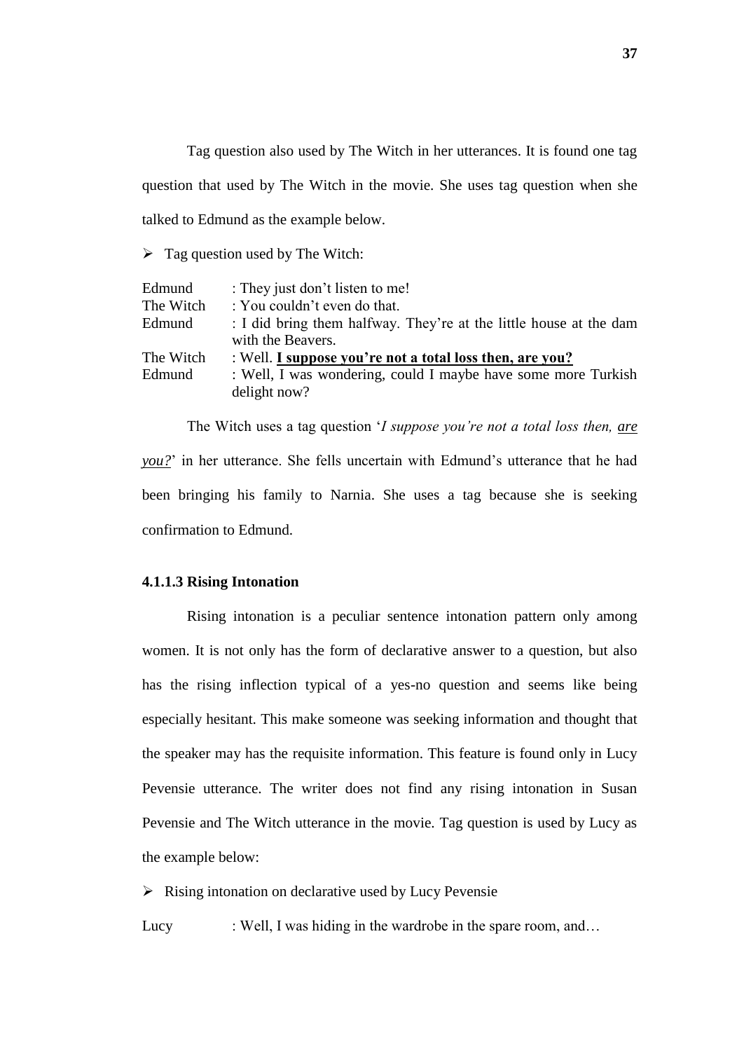Tag question also used by The Witch in her utterances. It is found one tag question that used by The Witch in the movie. She uses tag question when she talked to Edmund as the example below.

- Tag question used by The Witch:

| | |
|---|---|
| Edmund | : They just don't listen to me! |
| The Witch | : You couldn't even do that. |
| Edmund | : I did bring them halfway. They're at the little house at the dam with the Beavers. |
| The Witch | : Well. **<u>I suppose you're not a total loss then, are you?</u>** |
| Edmund | : Well, I was wondering, could I maybe have some more Turkish delight now? |

The Witch uses a tag question '*I suppose you're not a total loss then, <u>are you?</u>*' in her utterance. She fells uncertain with Edmund's utterance that he had been bringing his family to Narnia. She uses a tag because she is seeking confirmation to Edmund.

#### 4.1.1.3 Rising Intonation

Rising intonation is a peculiar sentence intonation pattern only among women. It is not only has the form of declarative answer to a question, but also has the rising inflection typical of a yes-no question and seems like being especially hesitant. This make someone was seeking information and thought that the speaker may has the requisite information. This feature is found only in Lucy Pevensie utterance. The writer does not find any rising intonation in Susan Pevensie and The Witch utterance in the movie. Tag question is used by Lucy as the example below:

- Rising intonation on declarative used by Lucy Pevensie

Lucy : Well, I was hiding in the wardrobe in the spare room, and…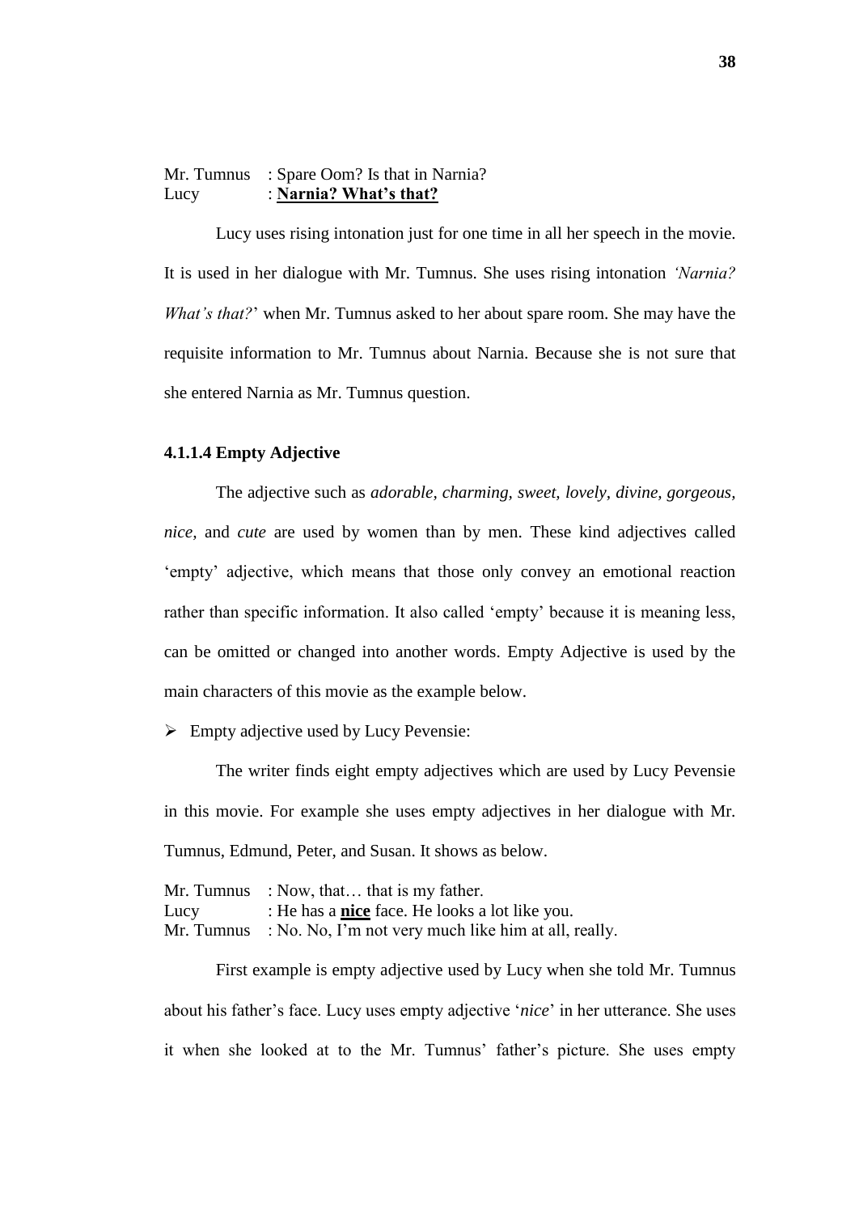Mr. Tumnus : Spare Oom? Is that in Narnia?
Lucy : **<u>Narnia? What's that?</u>**

Lucy uses rising intonation just for one time in all her speech in the movie. It is used in her dialogue with Mr. Tumnus. She uses rising intonation *'Narnia? What's that?*' when Mr. Tumnus asked to her about spare room. She may have the requisite information to Mr. Tumnus about Narnia. Because she is not sure that she entered Narnia as Mr. Tumnus question.

#### 4.1.1.4 Empty Adjective

The adjective such as *adorable, charming, sweet, lovely, divine, gorgeous, nice,* and *cute* are used by women than by men. These kind adjectives called 'empty' adjective, which means that those only convey an emotional reaction rather than specific information. It also called 'empty' because it is meaning less, can be omitted or changed into another words. Empty Adjective is used by the main characters of this movie as the example below.

- Empty adjective used by Lucy Pevensie:

The writer finds eight empty adjectives which are used by Lucy Pevensie in this movie. For example she uses empty adjectives in her dialogue with Mr. Tumnus, Edmund, Peter, and Susan. It shows as below.

Mr. Tumnus : Now, that… that is my father.
Lucy : He has a **<u>nice</u>** face. He looks a lot like you.
Mr. Tumnus : No. No, I'm not very much like him at all, really.

First example is empty adjective used by Lucy when she told Mr. Tumnus about his father's face. Lucy uses empty adjective '*nice*' in her utterance. She uses it when she looked at to the Mr. Tumnus' father's picture. She uses empty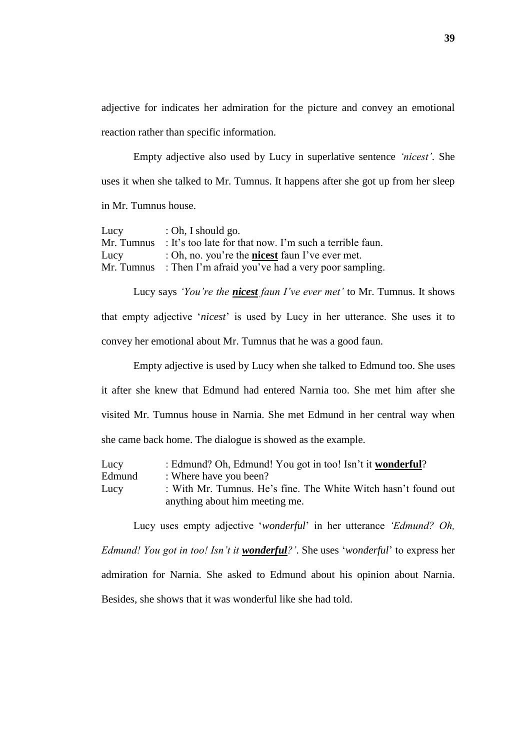adjective for indicates her admiration for the picture and convey an emotional reaction rather than specific information.

Empty adjective also used by Lucy in superlative sentence *'nicest'*. She uses it when she talked to Mr. Tumnus. It happens after she got up from her sleep in Mr. Tumnus house.

| | |
|---|---|
| Lucy | : Oh, I should go. |
| Mr. Tumnus | : It's too late for that now. I'm such a terrible faun. |
| Lucy | : Oh, no. you're the **nicest** faun I've ever met. |
| Mr. Tumnus | : Then I'm afraid you've had a very poor sampling. |

Lucy says *'You're the **nicest** faun I've ever met'* to Mr. Tumnus. It shows that empty adjective '*nicest*' is used by Lucy in her utterance. She uses it to convey her emotional about Mr. Tumnus that he was a good faun.

Empty adjective is used by Lucy when she talked to Edmund too. She uses it after she knew that Edmund had entered Narnia too. She met him after she visited Mr. Tumnus house in Narnia. She met Edmund in her central way when she came back home. The dialogue is showed as the example.

| | |
|---|---|
| Lucy | : Edmund? Oh, Edmund! You got in too! Isn't it **wonderful**? |
| Edmund | : Where have you been? |
| Lucy | : With Mr. Tumnus. He's fine. The White Witch hasn't found out anything about him meeting me. |

Lucy uses empty adjective '*wonderful*' in her utterance *'Edmund? Oh, Edmund! You got in too! Isn't it **wonderful**?'*. She uses '*wonderful*' to express her admiration for Narnia. She asked to Edmund about his opinion about Narnia. Besides, she shows that it was wonderful like she had told.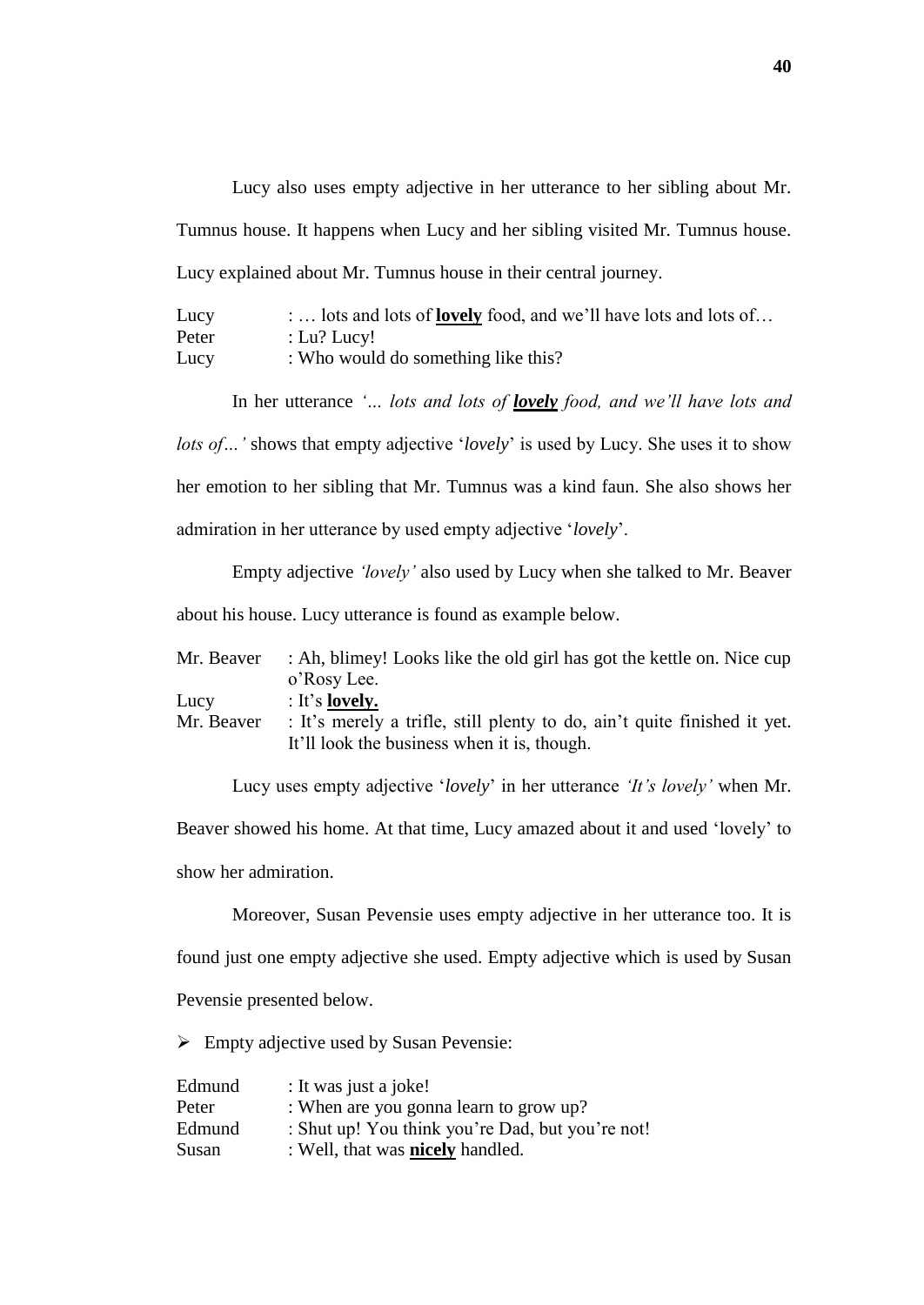Lucy also uses empty adjective in her utterance to her sibling about Mr. Tumnus house. It happens when Lucy and her sibling visited Mr. Tumnus house. Lucy explained about Mr. Tumnus house in their central journey.

| | |
|---|---|
| Lucy | : … lots and lots of **lovely** food, and we'll have lots and lots of… |
| Peter | : Lu? Lucy! |
| Lucy | : Who would do something like this? |

In her utterance *'... lots and lots of **lovely** food, and we'll have lots and lots of…'* shows that empty adjective '*lovely*' is used by Lucy. She uses it to show her emotion to her sibling that Mr. Tumnus was a kind faun. She also shows her admiration in her utterance by used empty adjective '*lovely*'.

Empty adjective *'lovely'* also used by Lucy when she talked to Mr. Beaver about his house. Lucy utterance is found as example below.

| | |
|---|---|
| Mr. Beaver | : Ah, blimey! Looks like the old girl has got the kettle on. Nice cup o'Rosy Lee. |
| Lucy | : It's **lovely.** |
| Mr. Beaver | : It's merely a trifle, still plenty to do, ain't quite finished it yet. It'll look the business when it is, though. |

Lucy uses empty adjective '*lovely*' in her utterance *'It's lovely'* when Mr. Beaver showed his home. At that time, Lucy amazed about it and used 'lovely' to show her admiration.

Moreover, Susan Pevensie uses empty adjective in her utterance too. It is found just one empty adjective she used. Empty adjective which is used by Susan Pevensie presented below.

- Empty adjective used by Susan Pevensie:

| | |
|---|---|
| Edmund | : It was just a joke! |
| Peter | : When are you gonna learn to grow up? |
| Edmund | : Shut up! You think you're Dad, but you're not! |
| Susan | : Well, that was **nicely** handled. |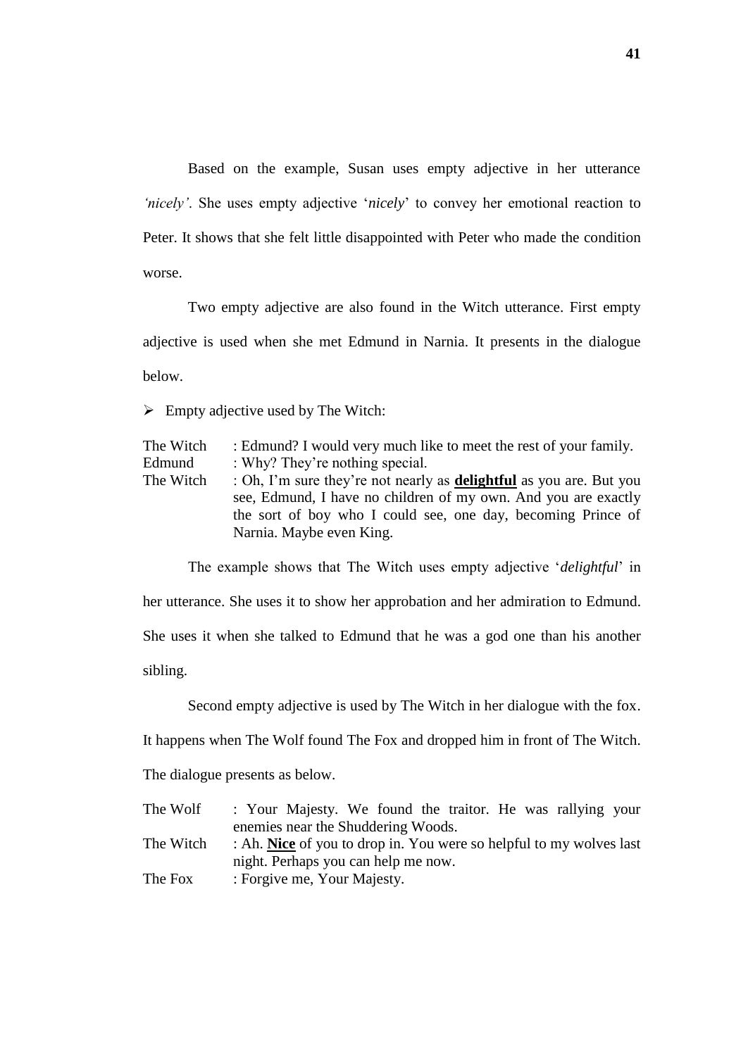Based on the example, Susan uses empty adjective in her utterance *'nicely'*. She uses empty adjective '*nicely*' to convey her emotional reaction to Peter. It shows that she felt little disappointed with Peter who made the condition worse.

Two empty adjective are also found in the Witch utterance. First empty adjective is used when she met Edmund in Narnia. It presents in the dialogue below.

➢ Empty adjective used by The Witch:

| | |
|---|---|
| The Witch | : Edmund? I would very much like to meet the rest of your family. |
| Edmund | : Why? They're nothing special. |
| The Witch | : Oh, I'm sure they're not nearly as **<u>delightful</u>** as you are. But you see, Edmund, I have no children of my own. And you are exactly the sort of boy who I could see, one day, becoming Prince of Narnia. Maybe even King. |

The example shows that The Witch uses empty adjective '*delightful*' in her utterance. She uses it to show her approbation and her admiration to Edmund. She uses it when she talked to Edmund that he was a god one than his another sibling.

Second empty adjective is used by The Witch in her dialogue with the fox. It happens when The Wolf found The Fox and dropped him in front of The Witch. The dialogue presents as below.

| | |
|---|---|
| The Wolf | : Your Majesty. We found the traitor. He was rallying your enemies near the Shuddering Woods. |
| The Witch | : Ah. **<u>Nice</u>** of you to drop in. You were so helpful to my wolves last night. Perhaps you can help me now. |
| The Fox | : Forgive me, Your Majesty. |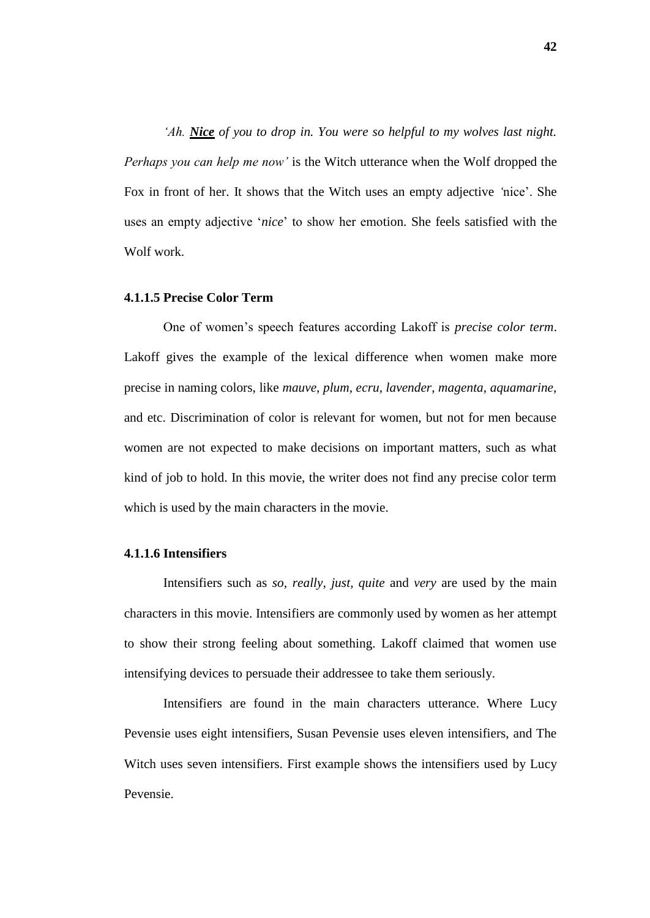*'Ah. **Nice** of you to drop in. You were so helpful to my wolves last night. Perhaps you can help me now'* is the Witch utterance when the Wolf dropped the Fox in front of her. It shows that the Witch uses an empty adjective 'nice'. She uses an empty adjective '*nice*' to show her emotion. She feels satisfied with the Wolf work.

#### 4.1.1.5 Precise Color Term

One of women's speech features according Lakoff is *precise color term*. Lakoff gives the example of the lexical difference when women make more precise in naming colors, like *mauve, plum, ecru, lavender, magenta, aquamarine,* and etc. Discrimination of color is relevant for women, but not for men because women are not expected to make decisions on important matters, such as what kind of job to hold. In this movie, the writer does not find any precise color term which is used by the main characters in the movie.

#### 4.1.1.6 Intensifiers

Intensifiers such as *so, really, just, quite* and *very* are used by the main characters in this movie. Intensifiers are commonly used by women as her attempt to show their strong feeling about something. Lakoff claimed that women use intensifying devices to persuade their addressee to take them seriously.

Intensifiers are found in the main characters utterance. Where Lucy Pevensie uses eight intensifiers, Susan Pevensie uses eleven intensifiers, and The Witch uses seven intensifiers. First example shows the intensifiers used by Lucy Pevensie.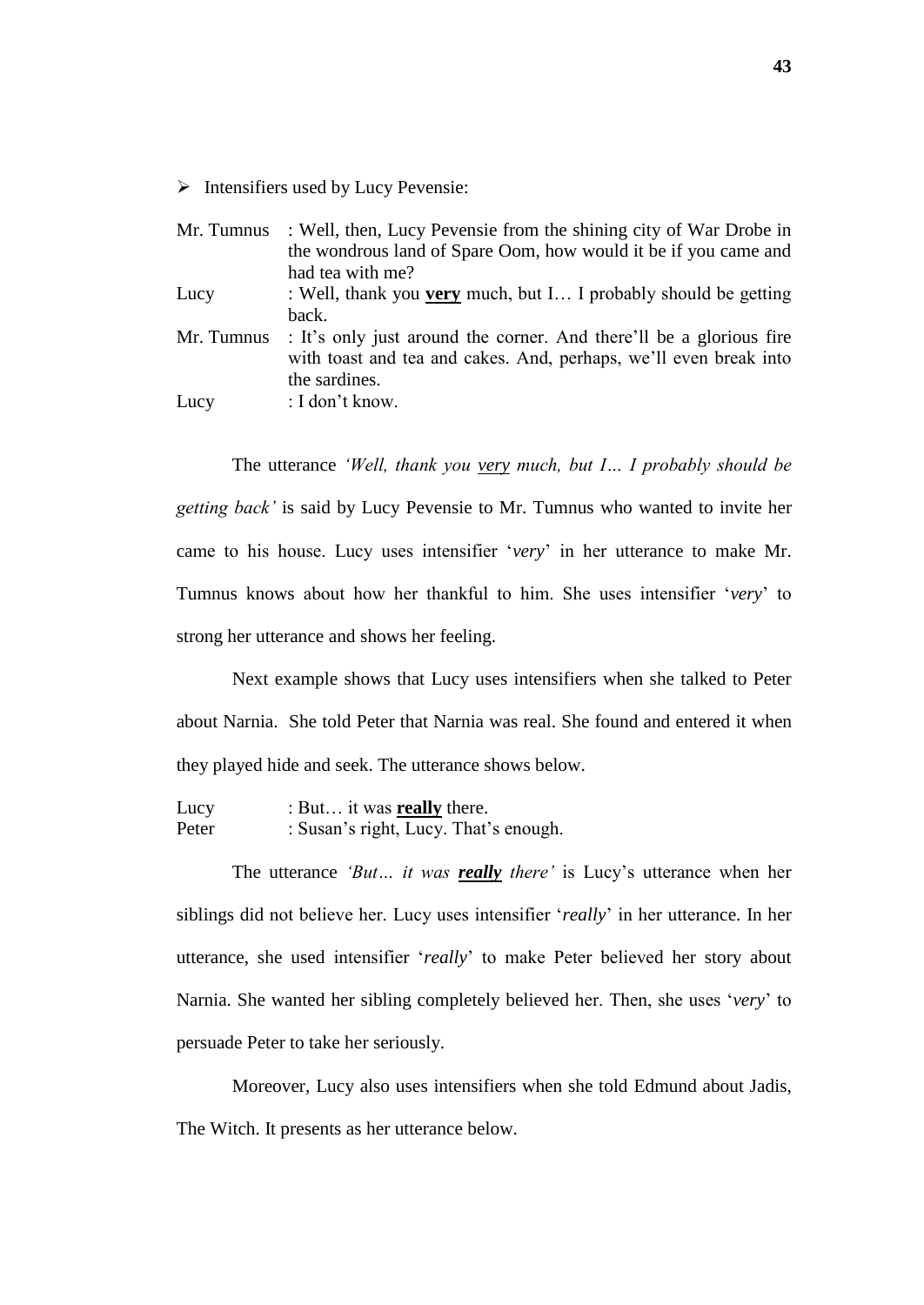➢ Intensifiers used by Lucy Pevensie:

Mr. Tumnus : Well, then, Lucy Pevensie from the shining city of War Drobe in the wondrous land of Spare Oom, how would it be if you came and had tea with me?

Lucy : Well, thank you **<u>very</u>** much, but I… I probably should be getting back.

Mr. Tumnus : It's only just around the corner. And there'll be a glorious fire with toast and tea and cakes. And, perhaps, we'll even break into the sardines.

Lucy : I don't know.

The utterance *'Well, thank you <u>very</u> much, but I… I probably should be getting back'* is said by Lucy Pevensie to Mr. Tumnus who wanted to invite her came to his house. Lucy uses intensifier '*very*' in her utterance to make Mr. Tumnus knows about how her thankful to him. She uses intensifier '*very*' to strong her utterance and shows her feeling.

Next example shows that Lucy uses intensifiers when she talked to Peter about Narnia. She told Peter that Narnia was real. She found and entered it when they played hide and seek. The utterance shows below.

Lucy : But… it was **<u>really</u>** there.

Peter : Susan's right, Lucy. That's enough.

The utterance *'But… it was **<u>really</u>** there'* is Lucy's utterance when her siblings did not believe her. Lucy uses intensifier '*really*' in her utterance. In her utterance, she used intensifier '*really*' to make Peter believed her story about Narnia. She wanted her sibling completely believed her. Then, she uses '*very*' to persuade Peter to take her seriously.

Moreover, Lucy also uses intensifiers when she told Edmund about Jadis, The Witch. It presents as her utterance below.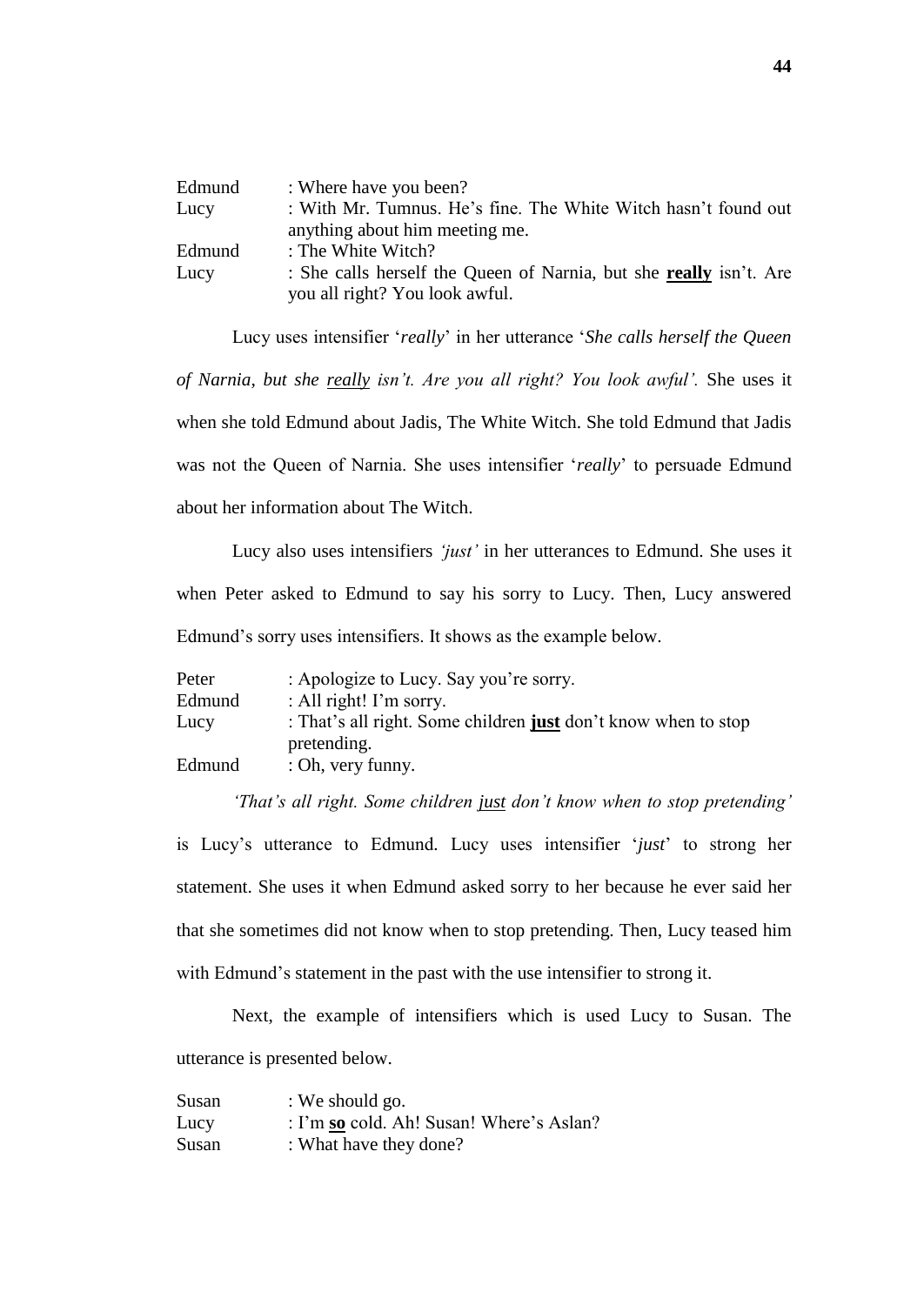Edmund : Where have you been?
Lucy : With Mr. Tumnus. He's fine. The White Witch hasn't found out anything about him meeting me.
Edmund : The White Witch?
Lucy : She calls herself the Queen of Narnia, but she **really** isn't. Are you all right? You look awful.

Lucy uses intensifier '*really*' in her utterance '*She calls herself the Queen of Narnia, but she really isn't. Are you all right? You look awful'.* She uses it when she told Edmund about Jadis, The White Witch. She told Edmund that Jadis was not the Queen of Narnia. She uses intensifier '*really*' to persuade Edmund about her information about The Witch.

Lucy also uses intensifiers *'just'* in her utterances to Edmund. She uses it when Peter asked to Edmund to say his sorry to Lucy. Then, Lucy answered Edmund's sorry uses intensifiers. It shows as the example below.

Peter : Apologize to Lucy. Say you're sorry.
Edmund : All right! I'm sorry.
Lucy : That's all right. Some children **just** don't know when to stop pretending.
Edmund : Oh, very funny.

*'That's all right. Some children just don't know when to stop pretending'* is Lucy's utterance to Edmund. Lucy uses intensifier '*just*' to strong her statement. She uses it when Edmund asked sorry to her because he ever said her that she sometimes did not know when to stop pretending. Then, Lucy teased him with Edmund's statement in the past with the use intensifier to strong it.

Next, the example of intensifiers which is used Lucy to Susan. The utterance is presented below.

Susan : We should go.
Lucy : I'm **so** cold. Ah! Susan! Where's Aslan?
Susan : What have they done?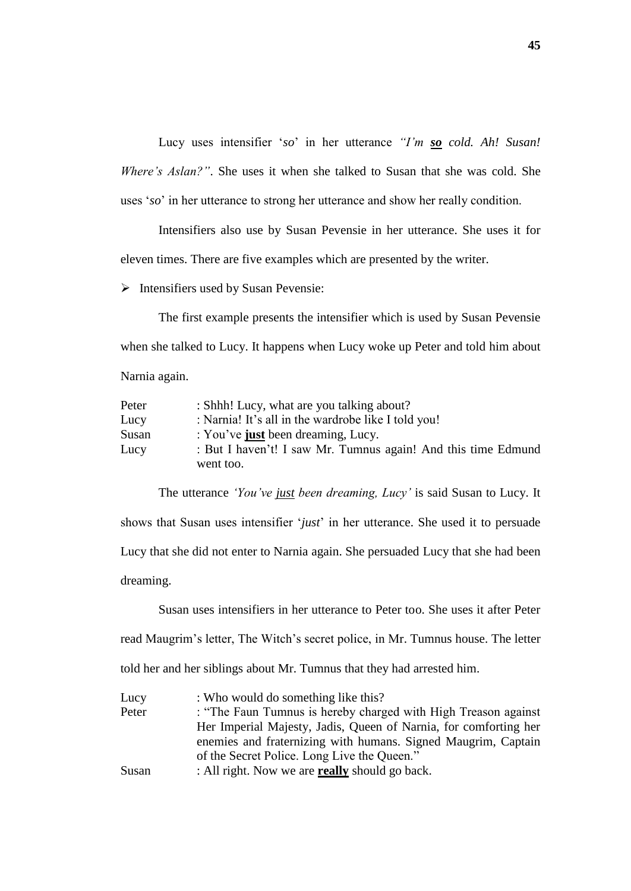Lucy uses intensifier '*so*' in her utterance *"I'm **so** cold. Ah! Susan! Where's Aslan?"*. She uses it when she talked to Susan that she was cold. She uses '*so*' in her utterance to strong her utterance and show her really condition.

Intensifiers also use by Susan Pevensie in her utterance. She uses it for eleven times. There are five examples which are presented by the writer.

- Intensifiers used by Susan Pevensie:

The first example presents the intensifier which is used by Susan Pevensie when she talked to Lucy. It happens when Lucy woke up Peter and told him about Narnia again.

| | |
|---|---|
| Peter | : Shhh! Lucy, what are you talking about? |
| Lucy | : Narnia! It's all in the wardrobe like I told you! |
| Susan | : You've **just** been dreaming, Lucy. |
| Lucy | : But I haven't! I saw Mr. Tumnus again! And this time Edmund went too. |

The utterance *'You've just been dreaming, Lucy'* is said Susan to Lucy. It shows that Susan uses intensifier '*just*' in her utterance. She used it to persuade Lucy that she did not enter to Narnia again. She persuaded Lucy that she had been dreaming.

Susan uses intensifiers in her utterance to Peter too. She uses it after Peter read Maugrim's letter, The Witch's secret police, in Mr. Tumnus house. The letter told her and her siblings about Mr. Tumnus that they had arrested him.

| | |
|---|---|
| Lucy | : Who would do something like this? |
| Peter | : "The Faun Tumnus is hereby charged with High Treason against Her Imperial Majesty, Jadis, Queen of Narnia, for comforting her enemies and fraternizing with humans. Signed Maugrim, Captain of the Secret Police. Long Live the Queen." |
| Susan | : All right. Now we are **really** should go back. |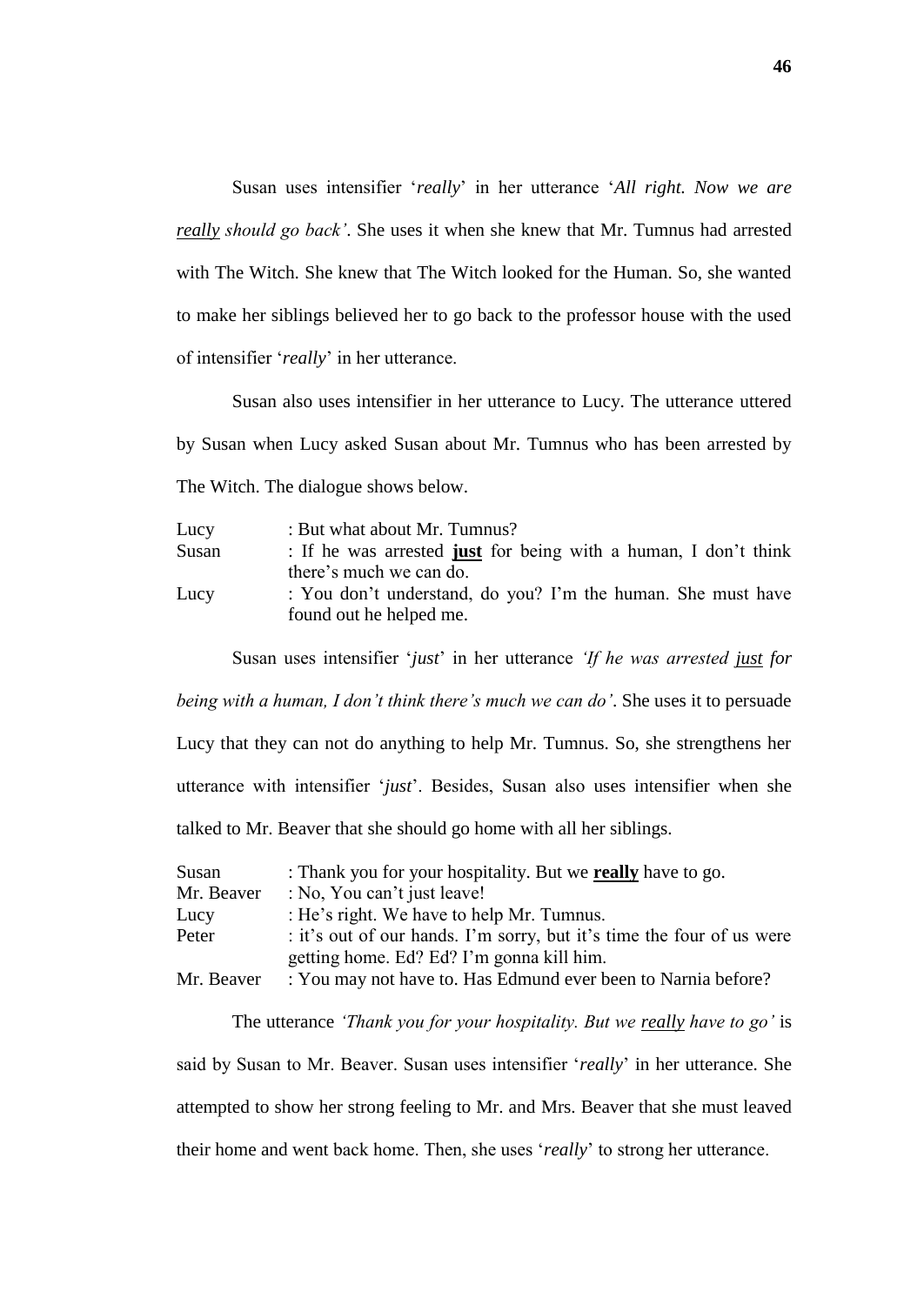Susan uses intensifier '*really*' in her utterance '*All right. Now we are <u>really</u> should go back'*. She uses it when she knew that Mr. Tumnus had arrested with The Witch. She knew that The Witch looked for the Human. So, she wanted to make her siblings believed her to go back to the professor house with the used of intensifier '*really*' in her utterance.

Susan also uses intensifier in her utterance to Lucy. The utterance uttered by Susan when Lucy asked Susan about Mr. Tumnus who has been arrested by The Witch. The dialogue shows below.

| | |
|---|---|
| Lucy | : But what about Mr. Tumnus? |
| Susan | : If he was arrested <u>**just**</u> for being with a human, I don't think there's much we can do. |
| Lucy | : You don't understand, do you? I'm the human. She must have found out he helped me. |

Susan uses intensifier '*just*' in her utterance *'If he was arrested <u>just</u> for being with a human, I don't think there's much we can do'*. She uses it to persuade Lucy that they can not do anything to help Mr. Tumnus. So, she strengthens her utterance with intensifier '*just*'. Besides, Susan also uses intensifier when she talked to Mr. Beaver that she should go home with all her siblings.

| | |
|---|---|
| Susan | : Thank you for your hospitality. But we <u>**really**</u> have to go. |
| Mr. Beaver | : No, You can't just leave! |
| Lucy | : He's right. We have to help Mr. Tumnus. |
| Peter | : it's out of our hands. I'm sorry, but it's time the four of us were getting home. Ed? Ed? I'm gonna kill him. |
| Mr. Beaver | : You may not have to. Has Edmund ever been to Narnia before? |

The utterance *'Thank you for your hospitality. But we <u>really</u> have to go'* is said by Susan to Mr. Beaver. Susan uses intensifier '*really*' in her utterance. She attempted to show her strong feeling to Mr. and Mrs. Beaver that she must leaved their home and went back home. Then, she uses '*really*' to strong her utterance.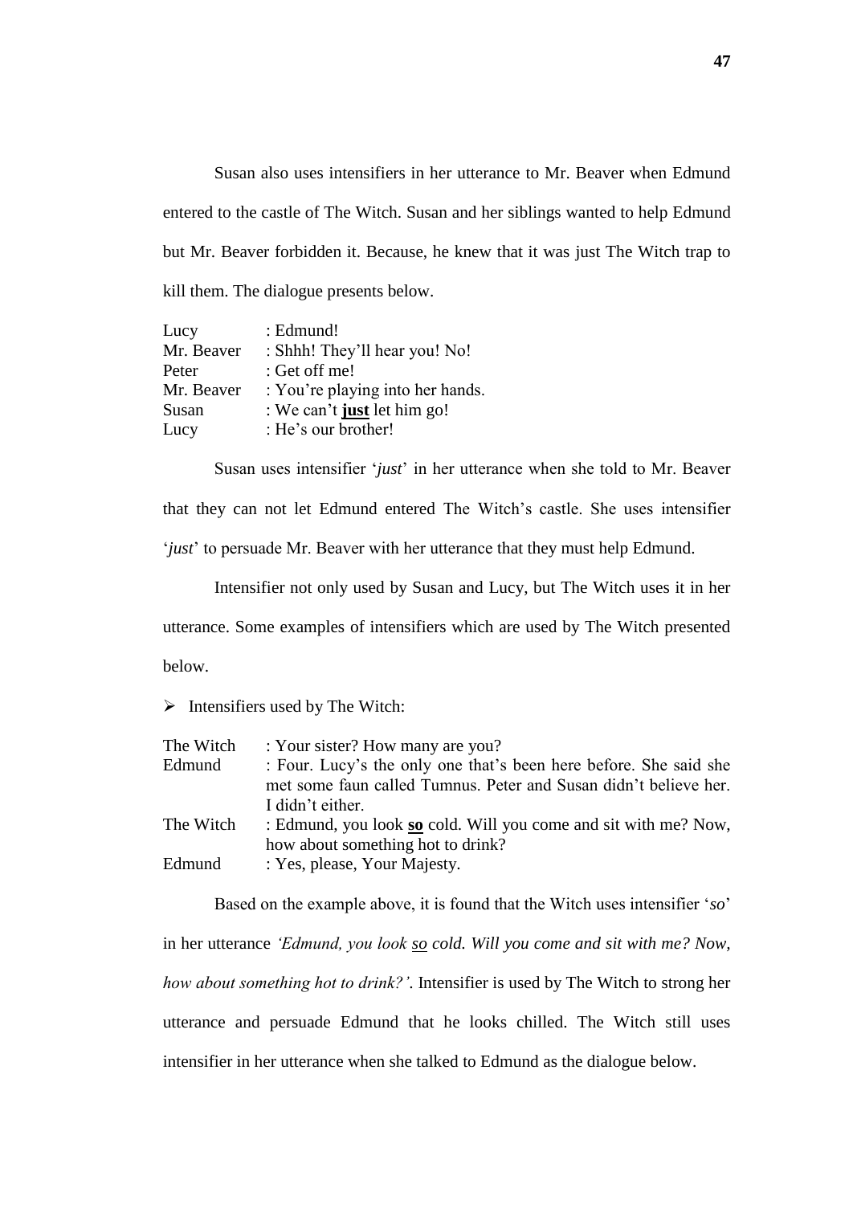Susan also uses intensifiers in her utterance to Mr. Beaver when Edmund entered to the castle of The Witch. Susan and her siblings wanted to help Edmund but Mr. Beaver forbidden it. Because, he knew that it was just The Witch trap to kill them. The dialogue presents below.

| | |
|---|---|
| Lucy | : Edmund! |
| Mr. Beaver | : Shhh! They'll hear you! No! |
| Peter | : Get off me! |
| Mr. Beaver | : You're playing into her hands. |
| Susan | : We can't **<u>just</u>** let him go! |
| Lucy | : He's our brother! |

Susan uses intensifier '*just*' in her utterance when she told to Mr. Beaver that they can not let Edmund entered The Witch's castle. She uses intensifier '*just*' to persuade Mr. Beaver with her utterance that they must help Edmund.

Intensifier not only used by Susan and Lucy, but The Witch uses it in her utterance. Some examples of intensifiers which are used by The Witch presented below.

- Intensifiers used by The Witch:

| | |
|---|---|
| The Witch | : Your sister? How many are you? |
| Edmund | : Four. Lucy's the only one that's been here before. She said she met some faun called Tumnus. Peter and Susan didn't believe her. I didn't either. |
| The Witch | : Edmund, you look **<u>so</u>** cold. Will you come and sit with me? Now, how about something hot to drink? |
| Edmund | : Yes, please, Your Majesty. |

Based on the example above, it is found that the Witch uses intensifier '*so*' in her utterance *'Edmund, you look <u>so</u> cold. Will you come and sit with me? Now, how about something hot to drink?'*. Intensifier is used by The Witch to strong her utterance and persuade Edmund that he looks chilled. The Witch still uses intensifier in her utterance when she talked to Edmund as the dialogue below.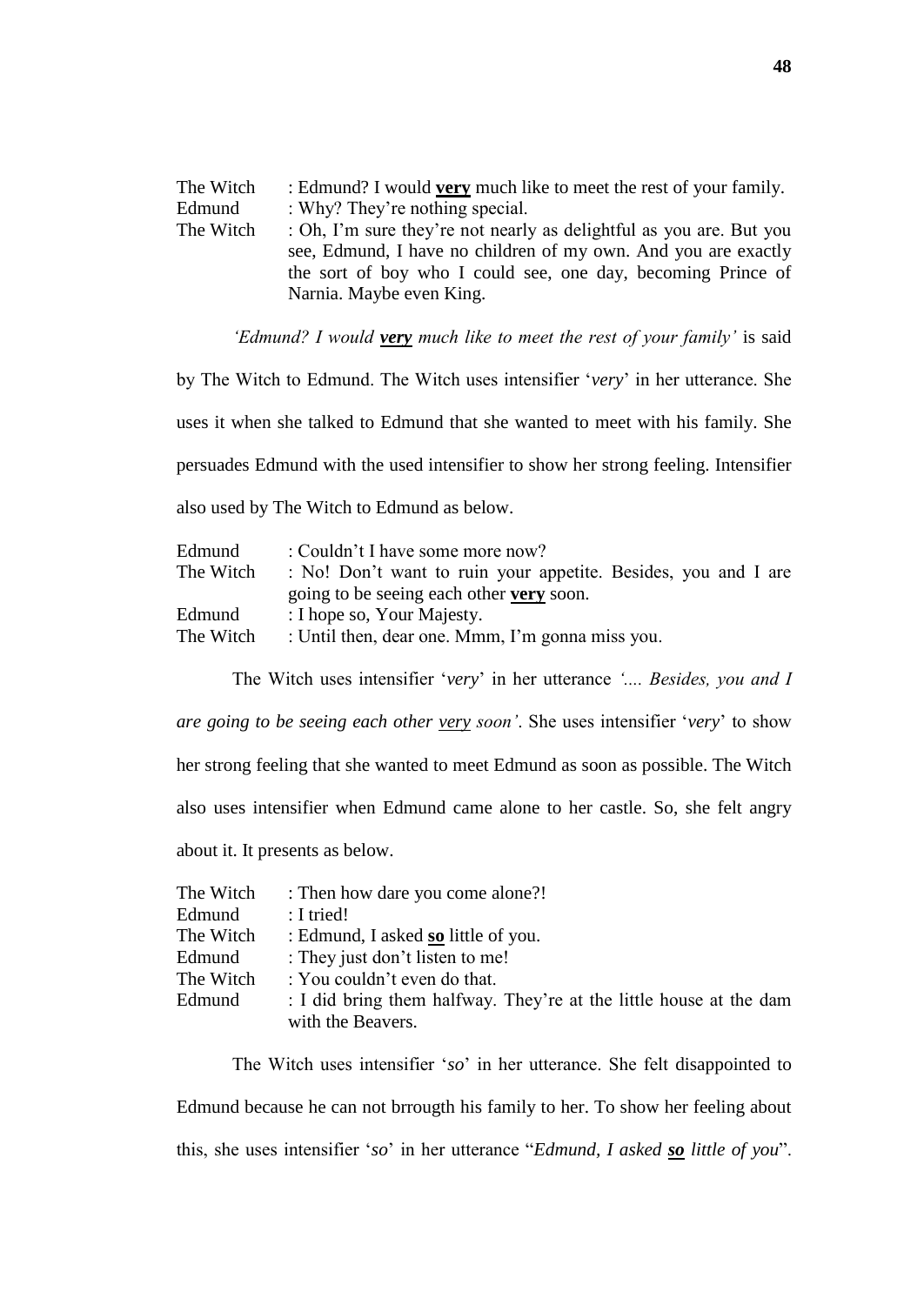The Witch : Edmund? I would **very** much like to meet the rest of your family.
Edmund : Why? They're nothing special.
The Witch : Oh, I'm sure they're not nearly as delightful as you are. But you see, Edmund, I have no children of my own. And you are exactly the sort of boy who I could see, one day, becoming Prince of Narnia. Maybe even King.

*'Edmund? I would **very** much like to meet the rest of your family'* is said by The Witch to Edmund. The Witch uses intensifier '*very*' in her utterance. She uses it when she talked to Edmund that she wanted to meet with his family. She persuades Edmund with the used intensifier to show her strong feeling. Intensifier also used by The Witch to Edmund as below.

Edmund : Couldn't I have some more now?
The Witch : No! Don't want to ruin your appetite. Besides, you and I are going to be seeing each other **very** soon.
Edmund : I hope so, Your Majesty.
The Witch : Until then, dear one. Mmm, I'm gonna miss you.

The Witch uses intensifier '*very*' in her utterance *'.... Besides, you and I are going to be seeing each other very soon'*. She uses intensifier '*very*' to show her strong feeling that she wanted to meet Edmund as soon as possible. The Witch also uses intensifier when Edmund came alone to her castle. So, she felt angry about it. It presents as below.

The Witch : Then how dare you come alone?!
Edmund : I tried!
The Witch : Edmund, I asked **so** little of you.
Edmund : They just don't listen to me!
The Witch : You couldn't even do that.
Edmund : I did bring them halfway. They're at the little house at the dam with the Beavers.

The Witch uses intensifier '*so*' in her utterance. She felt disappointed to Edmund because he can not brrougth his family to her. To show her feeling about this, she uses intensifier '*so*' in her utterance "*Edmund, I asked **so** little of you*".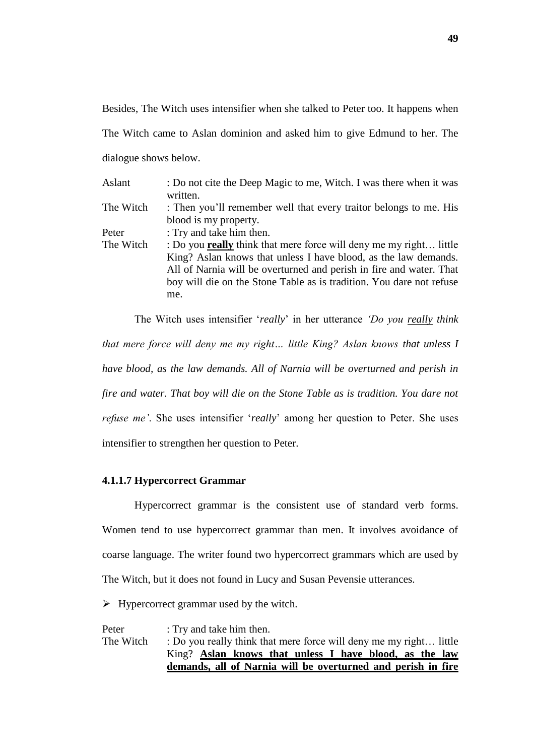Besides, The Witch uses intensifier when she talked to Peter too. It happens when The Witch came to Aslan dominion and asked him to give Edmund to her. The dialogue shows below.

| | |
|---|---|
| Aslant | : Do not cite the Deep Magic to me, Witch. I was there when it was written. |
| The Witch | : Then you'll remember well that every traitor belongs to me. His blood is my property. |
| Peter | : Try and take him then. |
| The Witch | : Do you **<u>really</u>** think that mere force will deny me my right… little King? Aslan knows that unless I have blood, as the law demands. All of Narnia will be overturned and perish in fire and water. That boy will die on the Stone Table as is tradition. You dare not refuse me. |

The Witch uses intensifier '*really*' in her utterance *'Do you <u>really</u> think that mere force will deny me my right… little King? Aslan knows that unless I have blood, as the law demands. All of Narnia will be overturned and perish in fire and water. That boy will die on the Stone Table as is tradition. You dare not refuse me'*. She uses intensifier '*really*' among her question to Peter. She uses intensifier to strengthen her question to Peter.

### 4.1.1.7 Hypercorrect Grammar

Hypercorrect grammar is the consistent use of standard verb forms. Women tend to use hypercorrect grammar than men. It involves avoidance of coarse language. The writer found two hypercorrect grammars which are used by The Witch, but it does not found in Lucy and Susan Pevensie utterances.

- Hypercorrect grammar used by the witch.

| | |
|---|---|
| Peter | : Try and take him then. |
| The Witch | : Do you really think that mere force will deny me my right… little King? **<u>Aslan knows that unless I have blood, as the law demands, all of Narnia will be overturned and perish in fire</u>** |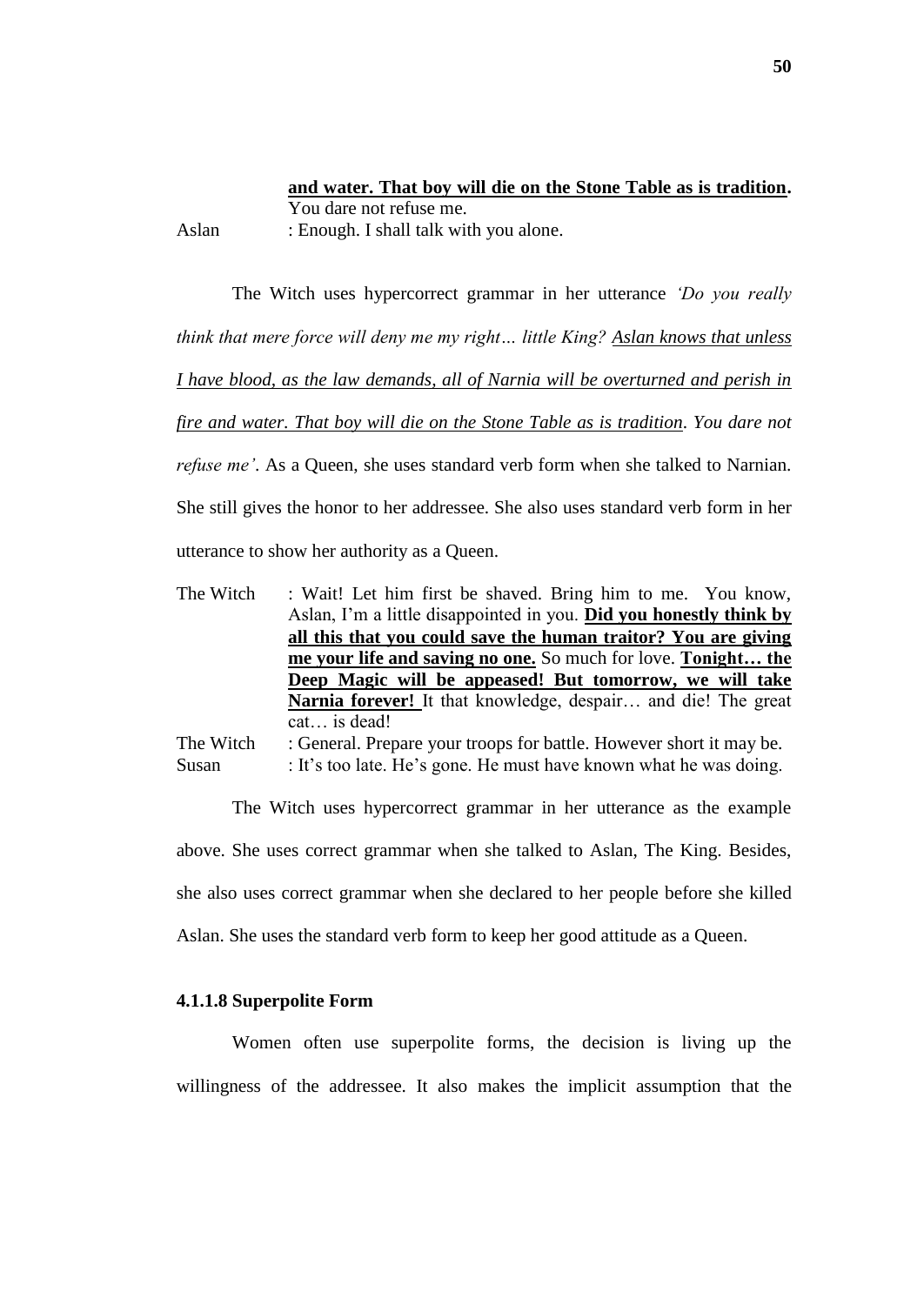**and water. That boy will die on the Stone Table as is tradition.** You dare not refuse me.

Aslan : Enough. I shall talk with you alone.

The Witch uses hypercorrect grammar in her utterance *'Do you really think that mere force will deny me my right… little King? Aslan knows that unless I have blood, as the law demands, all of Narnia will be overturned and perish in fire and water. That boy will die on the Stone Table as is tradition. You dare not refuse me'*. As a Queen, she uses standard verb form when she talked to Narnian. She still gives the honor to her addressee. She also uses standard verb form in her utterance to show her authority as a Queen.

The Witch : Wait! Let him first be shaved. Bring him to me. You know, Aslan, I'm a little disappointed in you. **Did you honestly think by all this that you could save the human traitor? You are giving me your life and saving no one.** So much for love. **Tonight… the Deep Magic will be appeased! But tomorrow, we will take Narnia forever!** It that knowledge, despair… and die! The great cat… is dead!

The Witch : General. Prepare your troops for battle. However short it may be.

Susan : It's too late. He's gone. He must have known what he was doing.

The Witch uses hypercorrect grammar in her utterance as the example above. She uses correct grammar when she talked to Aslan, The King. Besides, she also uses correct grammar when she declared to her people before she killed Aslan. She uses the standard verb form to keep her good attitude as a Queen.

#### 4.1.1.8 Superpolite Form

Women often use superpolite forms, the decision is living up the willingness of the addressee. It also makes the implicit assumption that the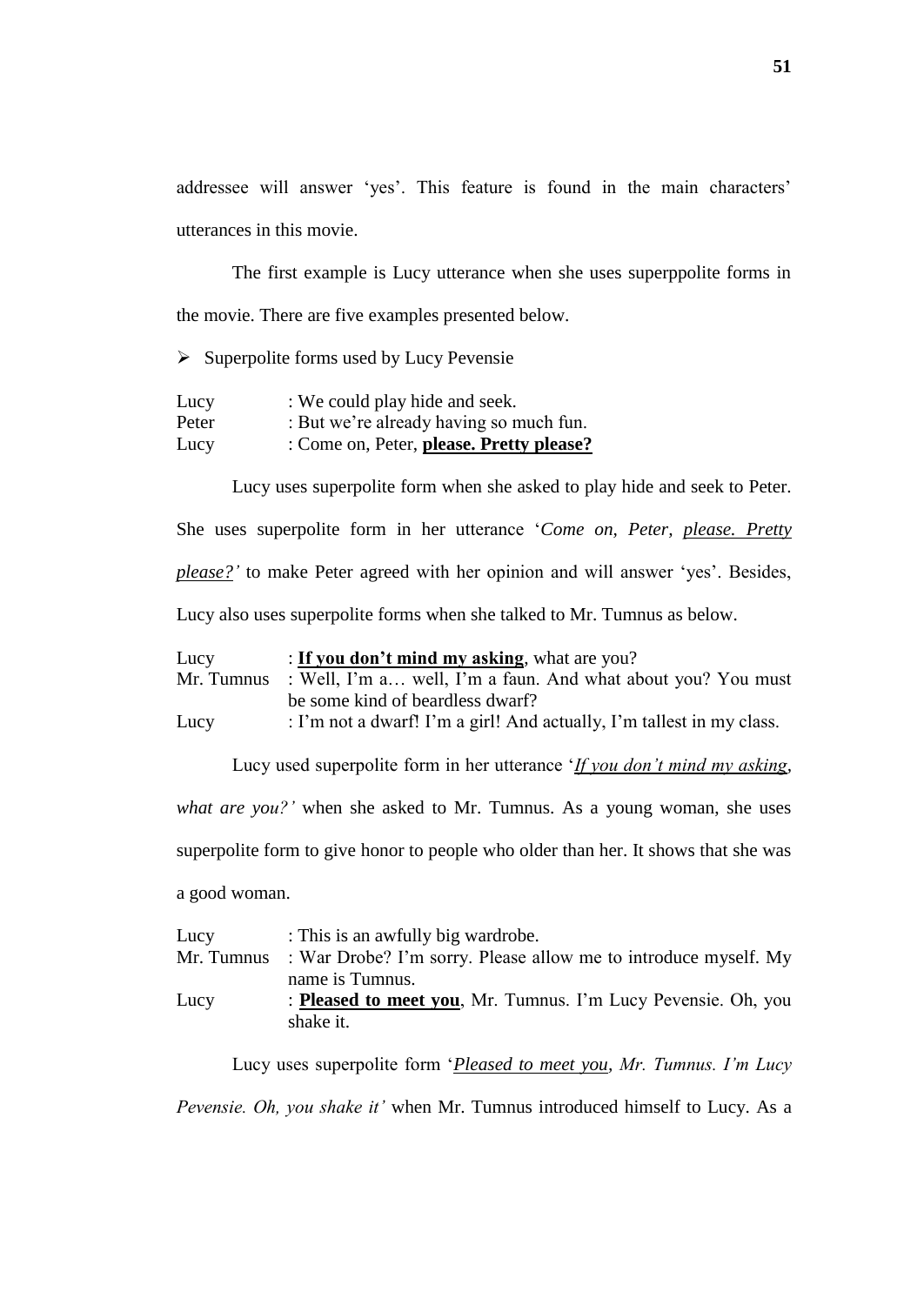addressee will answer 'yes'. This feature is found in the main characters' utterances in this movie.

The first example is Lucy utterance when she uses superppolite forms in the movie. There are five examples presented below.

- Superpolite forms used by Lucy Pevensie

| | |
|---|---|
| Lucy | : We could play hide and seek. |
| Peter | : But we're already having so much fun. |
| Lucy | : Come on, Peter, <u>**please. Pretty please?**</u> |

Lucy uses superpolite form when she asked to play hide and seek to Peter. She uses superpolite form in her utterance '*Come on, Peter, <u>please. Pretty please?</u>*' to make Peter agreed with her opinion and will answer 'yes'. Besides, Lucy also uses superpolite forms when she talked to Mr. Tumnus as below.

| | |
|---|---|
| Lucy | : <u>**If you don't mind my asking**</u>, what are you? |
| Mr. Tumnus | : Well, I'm a… well, I'm a faun. And what about you? You must be some kind of beardless dwarf? |
| Lucy | : I'm not a dwarf! I'm a girl! And actually, I'm tallest in my class. |

Lucy used superpolite form in her utterance '*<u>If you don't mind my asking</u>, what are you?*' when she asked to Mr. Tumnus. As a young woman, she uses superpolite form to give honor to people who older than her. It shows that she was a good woman.

| | |
|---|---|
| Lucy | : This is an awfully big wardrobe. |
| Mr. Tumnus | : War Drobe? I'm sorry. Please allow me to introduce myself. My name is Tumnus. |
| Lucy | : <u>**Pleased to meet you**</u>, Mr. Tumnus. I'm Lucy Pevensie. Oh, you shake it. |

Lucy uses superpolite form '*<u>Pleased to meet you</u>, Mr. Tumnus. I'm Lucy Pevensie. Oh, you shake it*' when Mr. Tumnus introduced himself to Lucy. As a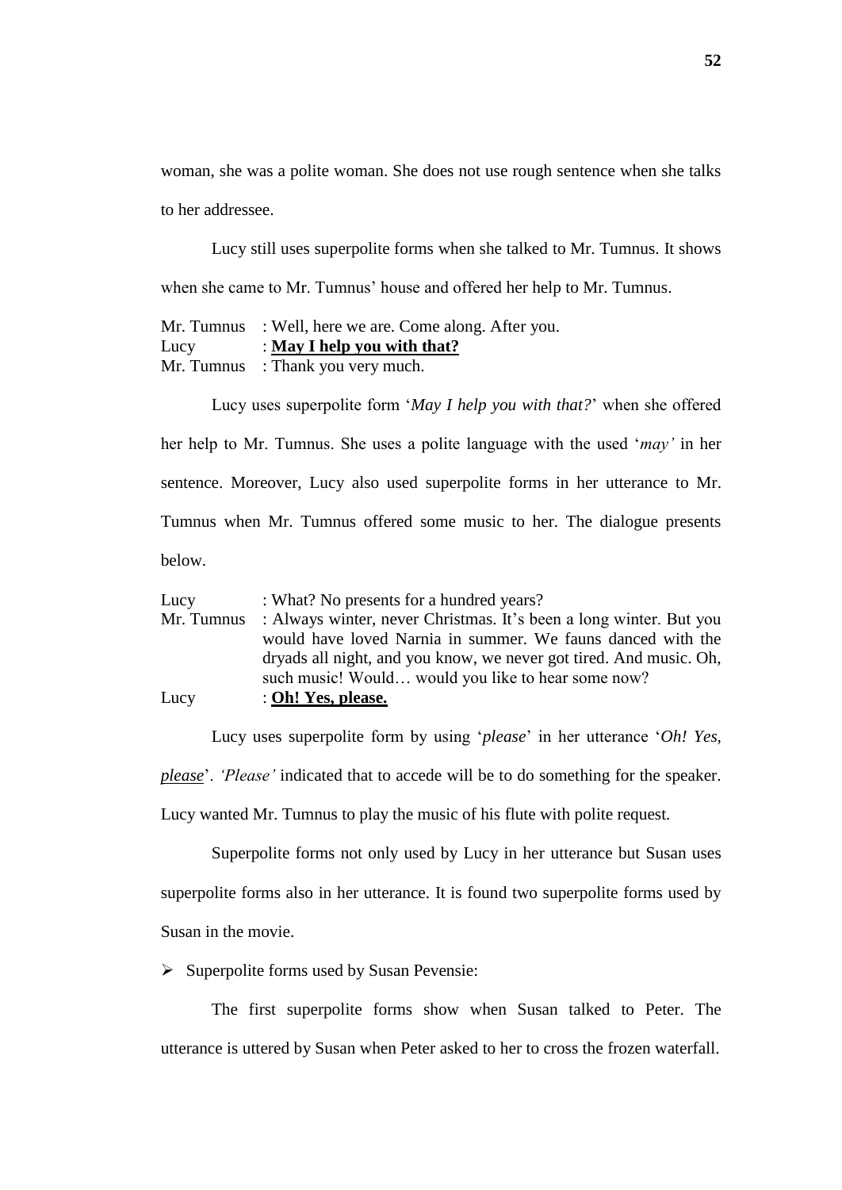woman, she was a polite woman. She does not use rough sentence when she talks to her addressee.

Lucy still uses superpolite forms when she talked to Mr. Tumnus. It shows when she came to Mr. Tumnus' house and offered her help to Mr. Tumnus.

Mr. Tumnus : Well, here we are. Come along. After you.
Lucy : **<u>May I help you with that?</u>**
Mr. Tumnus : Thank you very much.

Lucy uses superpolite form '*May I help you with that?*' when she offered her help to Mr. Tumnus. She uses a polite language with the used '*may'* in her sentence. Moreover, Lucy also used superpolite forms in her utterance to Mr. Tumnus when Mr. Tumnus offered some music to her. The dialogue presents below.

Lucy : What? No presents for a hundred years?
Mr. Tumnus : Always winter, never Christmas. It's been a long winter. But you would have loved Narnia in summer. We fauns danced with the dryads all night, and you know, we never got tired. And music. Oh, such music! Would… would you like to hear some now?
Lucy : **<u>Oh! Yes, please.</u>**

Lucy uses superpolite form by using '*please*' in her utterance '*Oh! Yes, <u>please</u>*'. *'Please'* indicated that to accede will be to do something for the speaker. Lucy wanted Mr. Tumnus to play the music of his flute with polite request.

Superpolite forms not only used by Lucy in her utterance but Susan uses superpolite forms also in her utterance. It is found two superpolite forms used by Susan in the movie.

- Superpolite forms used by Susan Pevensie:

The first superpolite forms show when Susan talked to Peter. The utterance is uttered by Susan when Peter asked to her to cross the frozen waterfall.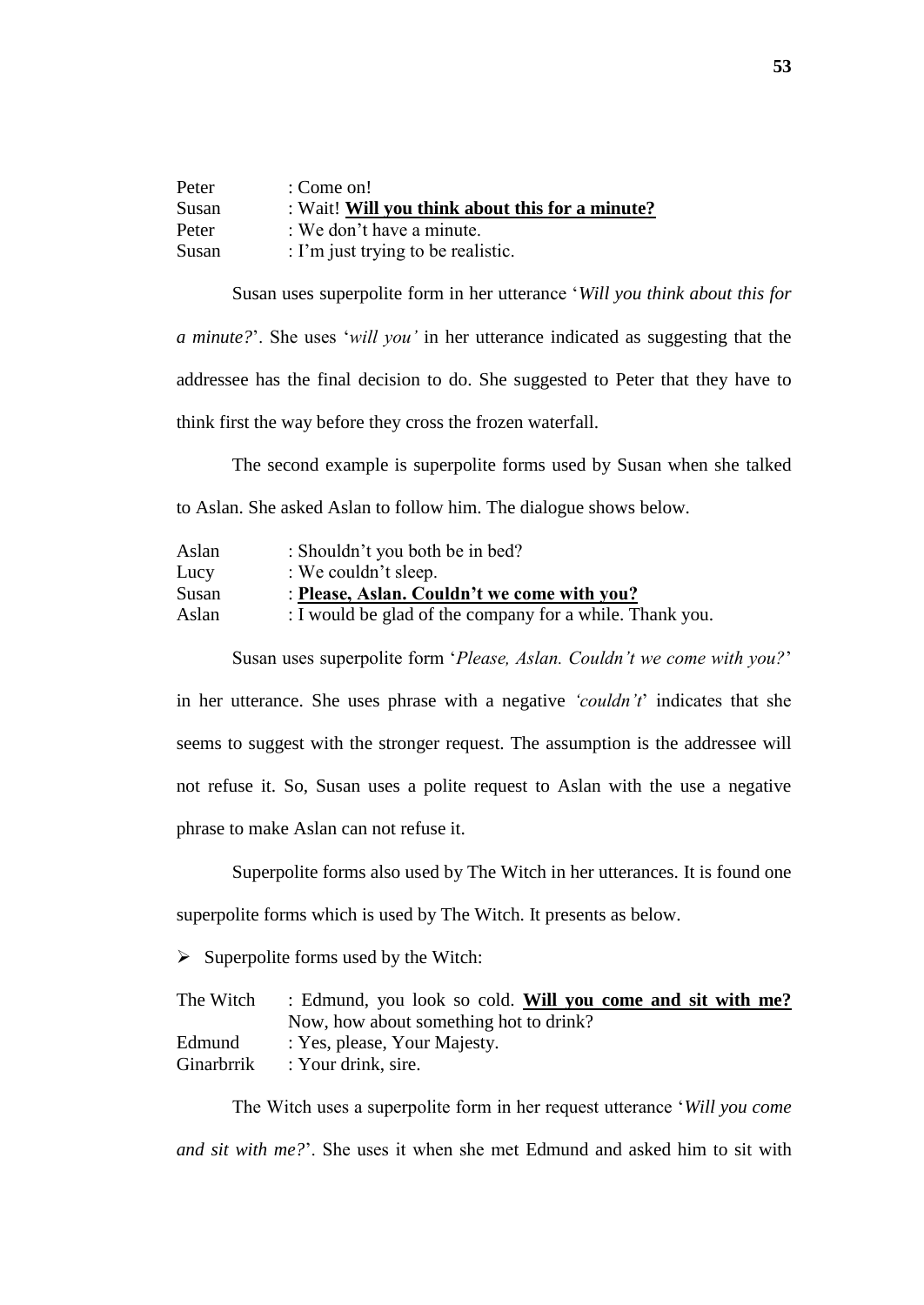| | |
|---|---|
| Peter | : Come on! |
| Susan | : Wait! **Will you think about this for a minute?** |
| Peter | : We don't have a minute. |
| Susan | : I'm just trying to be realistic. |

Susan uses superpolite form in her utterance '*Will you think about this for a minute?*'. She uses '*will you'* in her utterance indicated as suggesting that the addressee has the final decision to do. She suggested to Peter that they have to think first the way before they cross the frozen waterfall.

The second example is superpolite forms used by Susan when she talked to Aslan. She asked Aslan to follow him. The dialogue shows below.

| | |
|---|---|
| Aslan | : Shouldn't you both be in bed? |
| Lucy | : We couldn't sleep. |
| Susan | : **Please, Aslan. Couldn't we come with you?** |
| Aslan | : I would be glad of the company for a while. Thank you. |

Susan uses superpolite form '*Please, Aslan. Couldn't we come with you?*' in her utterance. She uses phrase with a negative *'couldn't*' indicates that she seems to suggest with the stronger request. The assumption is the addressee will not refuse it. So, Susan uses a polite request to Aslan with the use a negative phrase to make Aslan can not refuse it.

Superpolite forms also used by The Witch in her utterances. It is found one superpolite forms which is used by The Witch. It presents as below.

- Superpolite forms used by the Witch:

| | |
|---|---|
| The Witch | : Edmund, you look so cold. **Will you come and sit with me?** Now, how about something hot to drink? |
| Edmund | : Yes, please, Your Majesty. |
| Ginarbrrik | : Your drink, sire. |

The Witch uses a superpolite form in her request utterance '*Will you come and sit with me?*'. She uses it when she met Edmund and asked him to sit with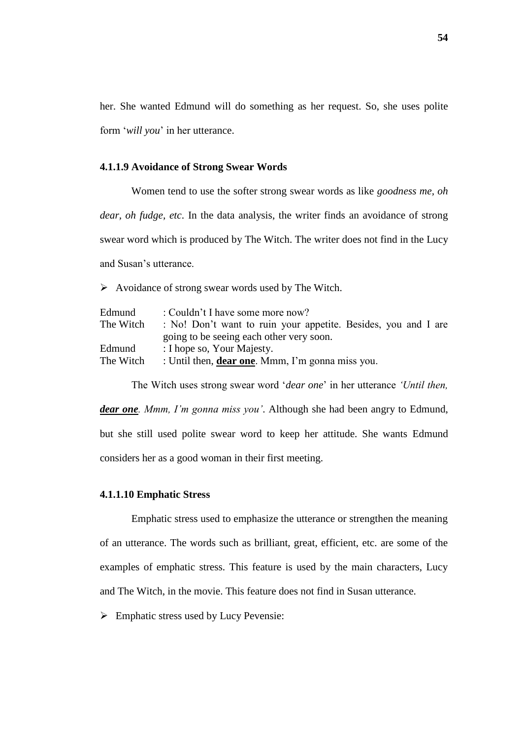her. She wanted Edmund will do something as her request. So, she uses polite form '*will you*' in her utterance.

#### 4.1.1.9 Avoidance of Strong Swear Words

Women tend to use the softer strong swear words as like *goodness me*, *oh dear*, *oh fudge*, *etc*. In the data analysis, the writer finds an avoidance of strong swear word which is produced by The Witch. The writer does not find in the Lucy and Susan's utterance.

- Avoidance of strong swear words used by The Witch.

| | |
|---|---|
| Edmund | : Couldn't I have some more now? |
| The Witch | : No! Don't want to ruin your appetite. Besides, you and I are going to be seeing each other very soon. |
| Edmund | : I hope so, Your Majesty. |
| The Witch | : Until then, <u>**dear one**</u>. Mmm, I'm gonna miss you. |

The Witch uses strong swear word '*dear one*' in her utterance *'Until then, <u>**dear one**</u>. Mmm, I'm gonna miss you'*. Although she had been angry to Edmund, but she still used polite swear word to keep her attitude. She wants Edmund considers her as a good woman in their first meeting.

#### 4.1.1.10 Emphatic Stress

Emphatic stress used to emphasize the utterance or strengthen the meaning of an utterance. The words such as brilliant, great, efficient, etc. are some of the examples of emphatic stress. This feature is used by the main characters, Lucy and The Witch, in the movie. This feature does not find in Susan utterance.

- Emphatic stress used by Lucy Pevensie: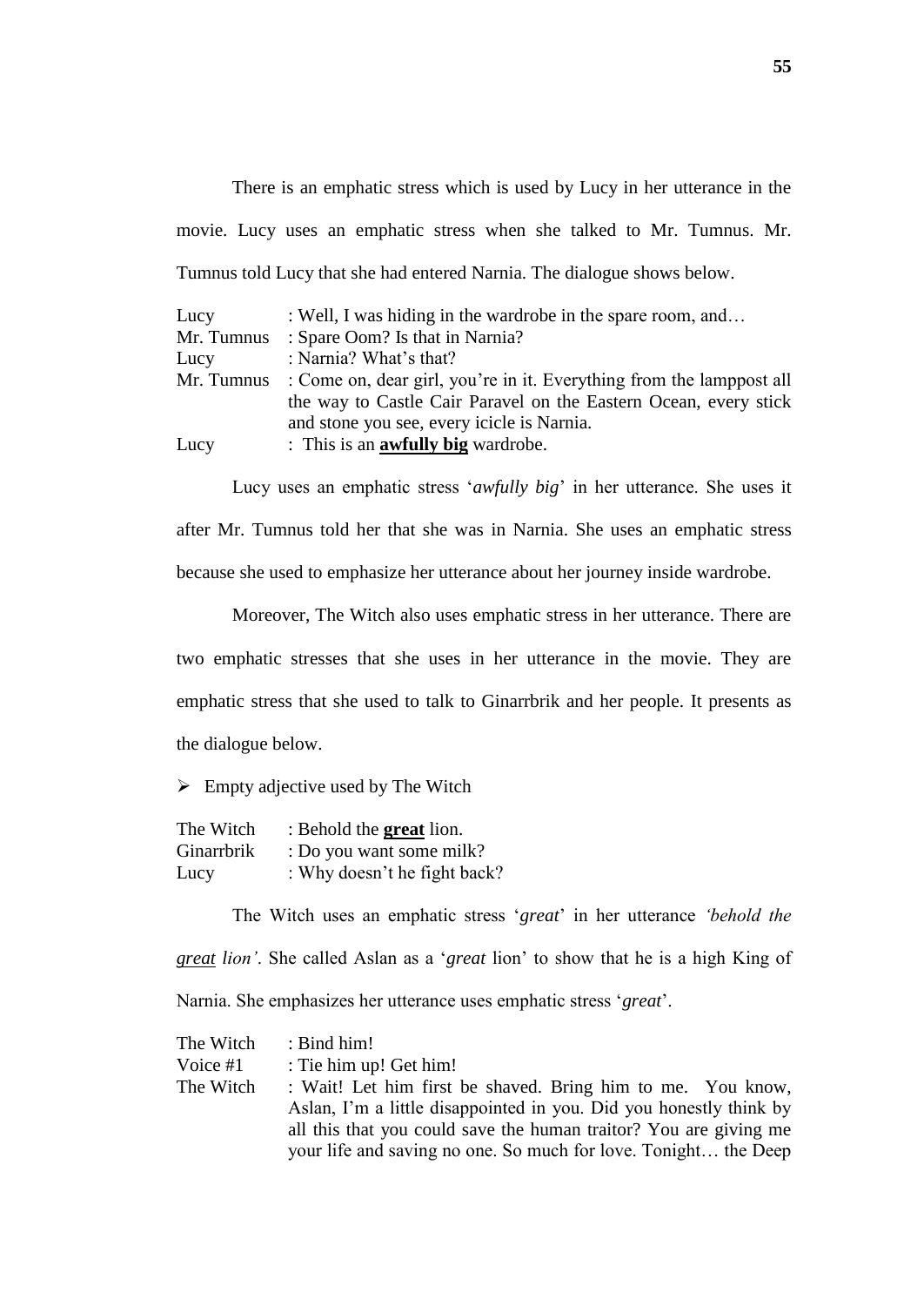There is an emphatic stress which is used by Lucy in her utterance in the movie. Lucy uses an emphatic stress when she talked to Mr. Tumnus. Mr. Tumnus told Lucy that she had entered Narnia. The dialogue shows below.

| | |
|---|---|
| Lucy | : Well, I was hiding in the wardrobe in the spare room, and… |
| Mr. Tumnus | : Spare Oom? Is that in Narnia? |
| Lucy | : Narnia? What's that? |
| Mr. Tumnus | : Come on, dear girl, you're in it. Everything from the lamppost all the way to Castle Cair Paravel on the Eastern Ocean, every stick and stone you see, every icicle is Narnia. |
| Lucy | : This is an <u>**awfully big**</u> wardrobe. |

Lucy uses an emphatic stress '*awfully big*' in her utterance. She uses it after Mr. Tumnus told her that she was in Narnia. She uses an emphatic stress because she used to emphasize her utterance about her journey inside wardrobe.

Moreover, The Witch also uses emphatic stress in her utterance. There are two emphatic stresses that she uses in her utterance in the movie. They are emphatic stress that she used to talk to Ginarrbrik and her people. It presents as the dialogue below.

- Empty adjective used by The Witch

| | |
|---|---|
| The Witch | : Behold the <u>**great**</u> lion. |
| Ginarrbrik | : Do you want some milk? |
| Lucy | : Why doesn't he fight back? |

The Witch uses an emphatic stress '*great*' in her utterance *'behold the <u>great</u> lion'*. She called Aslan as a '*great* lion' to show that he is a high King of Narnia. She emphasizes her utterance uses emphatic stress '*great*'.

| | |
|---|---|
| The Witch | : Bind him! |
| Voice #1 | : Tie him up! Get him! |
| The Witch | : Wait! Let him first be shaved. Bring him to me. You know, Aslan, I'm a little disappointed in you. Did you honestly think by all this that you could save the human traitor? You are giving me your life and saving no one. So much for love. Tonight… the Deep |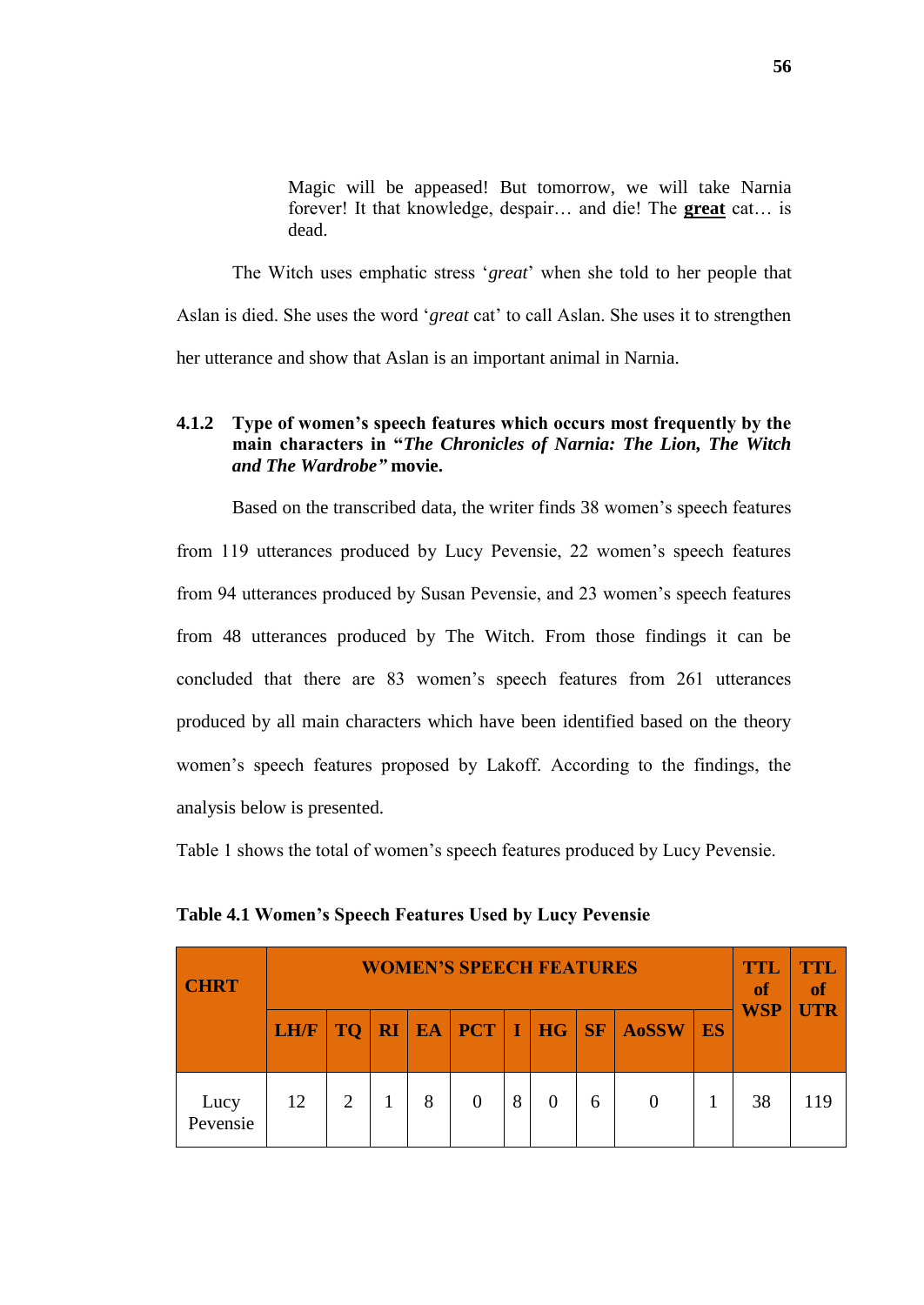> Magic will be appeased! But tomorrow, we will take Narnia forever! It that knowledge, despair… and die! The **great** cat… is dead.

The Witch uses emphatic stress '*great*' when she told to her people that Aslan is died. She uses the word '*great* cat' to call Aslan. She uses it to strengthen her utterance and show that Aslan is an important animal in Narnia.

### 4.1.2 Type of women's speech features which occurs most frequently by the main characters in "*The Chronicles of Narnia: The Lion, The Witch and The Wardrobe"* movie.

Based on the transcribed data, the writer finds 38 women's speech features from 119 utterances produced by Lucy Pevensie, 22 women's speech features from 94 utterances produced by Susan Pevensie, and 23 women's speech features from 48 utterances produced by The Witch. From those findings it can be concluded that there are 83 women's speech features from 261 utterances produced by all main characters which have been identified based on the theory women's speech features proposed by Lakoff. According to the findings, the analysis below is presented.

Table 1 shows the total of women's speech features produced by Lucy Pevensie.

**Table 4.1 Women's Speech Features Used by Lucy Pevensie**

| CHRT | WOMEN'S SPEECH FEATURES | | | | | | | | | | TTL of WSP | TTL of UTR |
|---|---|---|---|---|---|---|---|---|---|---|---|---|
| | LH/F | TQ | RI | EA | PCT | I | HG | SF | AoSSW | ES | | |
| Lucy Pevensie | 12 | 2 | 1 | 8 | 0 | 8 | 0 | 6 | 0 | 1 | 38 | 119 |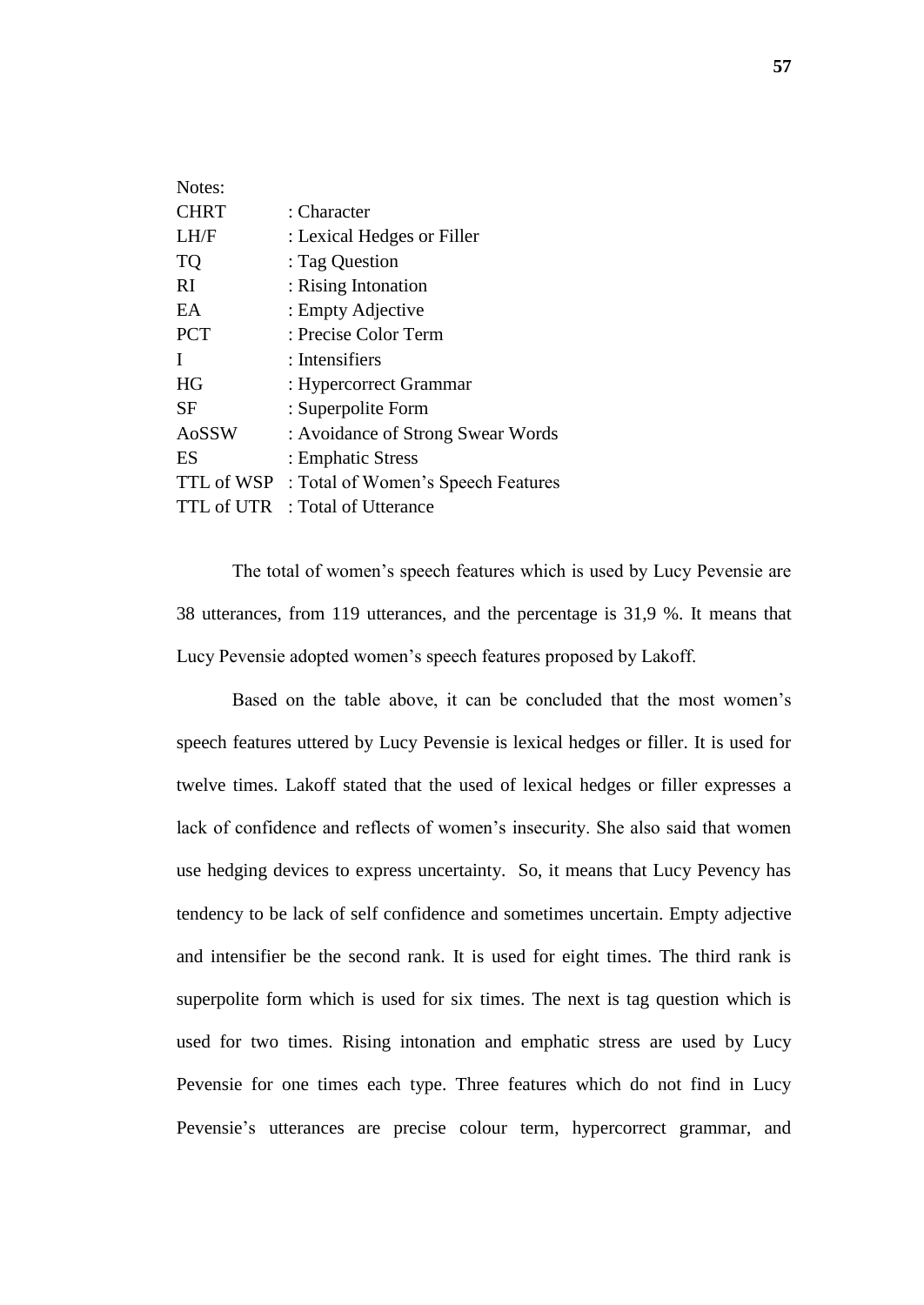Notes:

CHRT : Character
LH/F : Lexical Hedges or Filler
TQ : Tag Question
RI : Rising Intonation
EA : Empty Adjective
PCT : Precise Color Term
I : Intensifiers
HG : Hypercorrect Grammar
SF : Superpolite Form
AoSSW : Avoidance of Strong Swear Words
ES : Emphatic Stress
TTL of WSP : Total of Women's Speech Features
TTL of UTR : Total of Utterance

The total of women's speech features which is used by Lucy Pevensie are 38 utterances, from 119 utterances, and the percentage is 31,9 %. It means that Lucy Pevensie adopted women's speech features proposed by Lakoff.

Based on the table above, it can be concluded that the most women's speech features uttered by Lucy Pevensie is lexical hedges or filler. It is used for twelve times. Lakoff stated that the used of lexical hedges or filler expresses a lack of confidence and reflects of women's insecurity. She also said that women use hedging devices to express uncertainty. So, it means that Lucy Pevency has tendency to be lack of self confidence and sometimes uncertain. Empty adjective and intensifier be the second rank. It is used for eight times. The third rank is superpolite form which is used for six times. The next is tag question which is used for two times. Rising intonation and emphatic stress are used by Lucy Pevensie for one times each type. Three features which do not find in Lucy Pevensie's utterances are precise colour term, hypercorrect grammar, and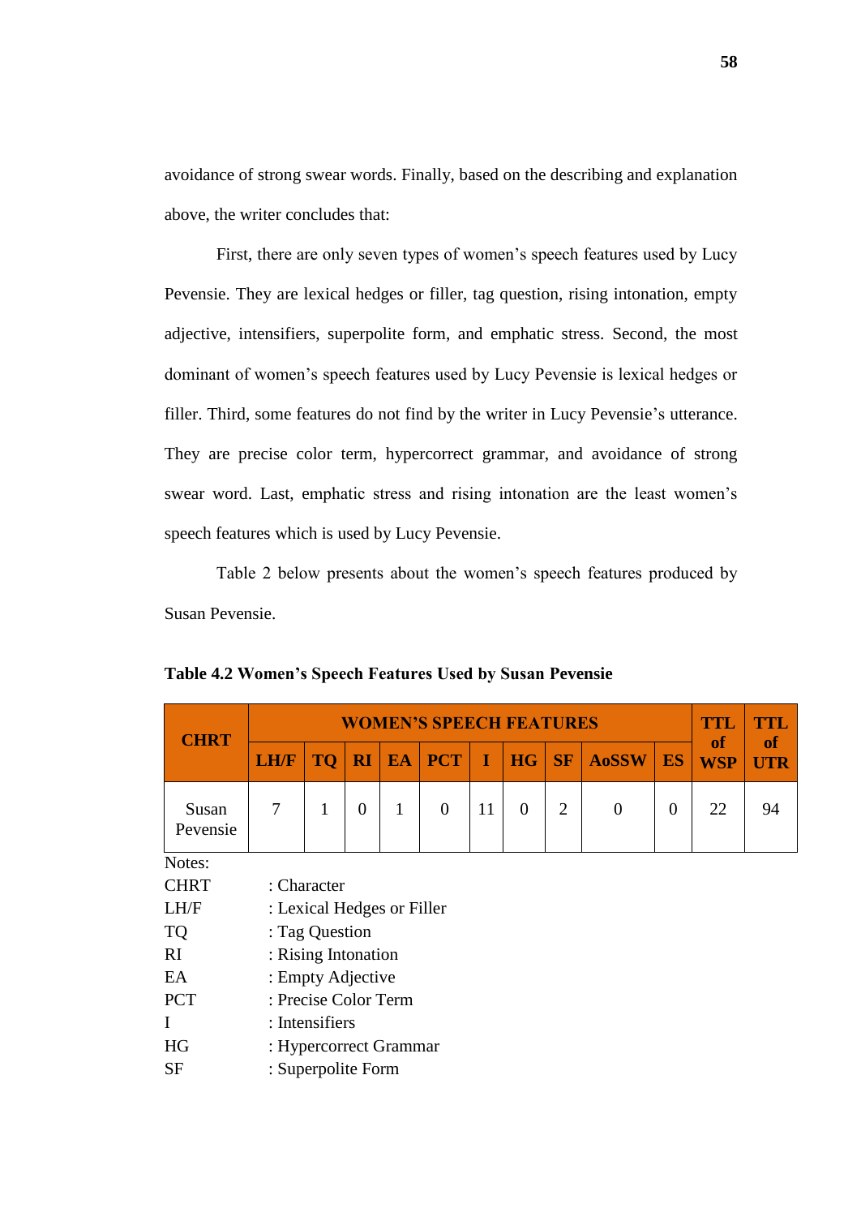avoidance of strong swear words. Finally, based on the describing and explanation above, the writer concludes that:

First, there are only seven types of women's speech features used by Lucy Pevensie. They are lexical hedges or filler, tag question, rising intonation, empty adjective, intensifiers, superpolite form, and emphatic stress. Second, the most dominant of women's speech features used by Lucy Pevensie is lexical hedges or filler. Third, some features do not find by the writer in Lucy Pevensie's utterance. They are precise color term, hypercorrect grammar, and avoidance of strong swear word. Last, emphatic stress and rising intonation are the least women's speech features which is used by Lucy Pevensie.

Table 2 below presents about the women's speech features produced by Susan Pevensie.

**Table 4.2 Women's Speech Features Used by Susan Pevensie**

| CHRT | WOMEN'S SPEECH FEATURES | | | | | | | | | | TTL of WSP | TTL of UTR |
|---|---|---|---|---|---|---|---|---|---|---|---|---|
| | LH/F | TQ | RI | EA | PCT | I | HG | SF | AoSSW | ES | | |
| Susan Pevensie | 7 | 1 | 0 | 1 | 0 | 11 | 0 | 2 | 0 | 0 | 22 | 94 |

Notes:

CHRT : Character
LH/F : Lexical Hedges or Filler
TQ : Tag Question
RI : Rising Intonation
EA : Empty Adjective
PCT : Precise Color Term
I : Intensifiers
HG : Hypercorrect Grammar
SF : Superpolite Form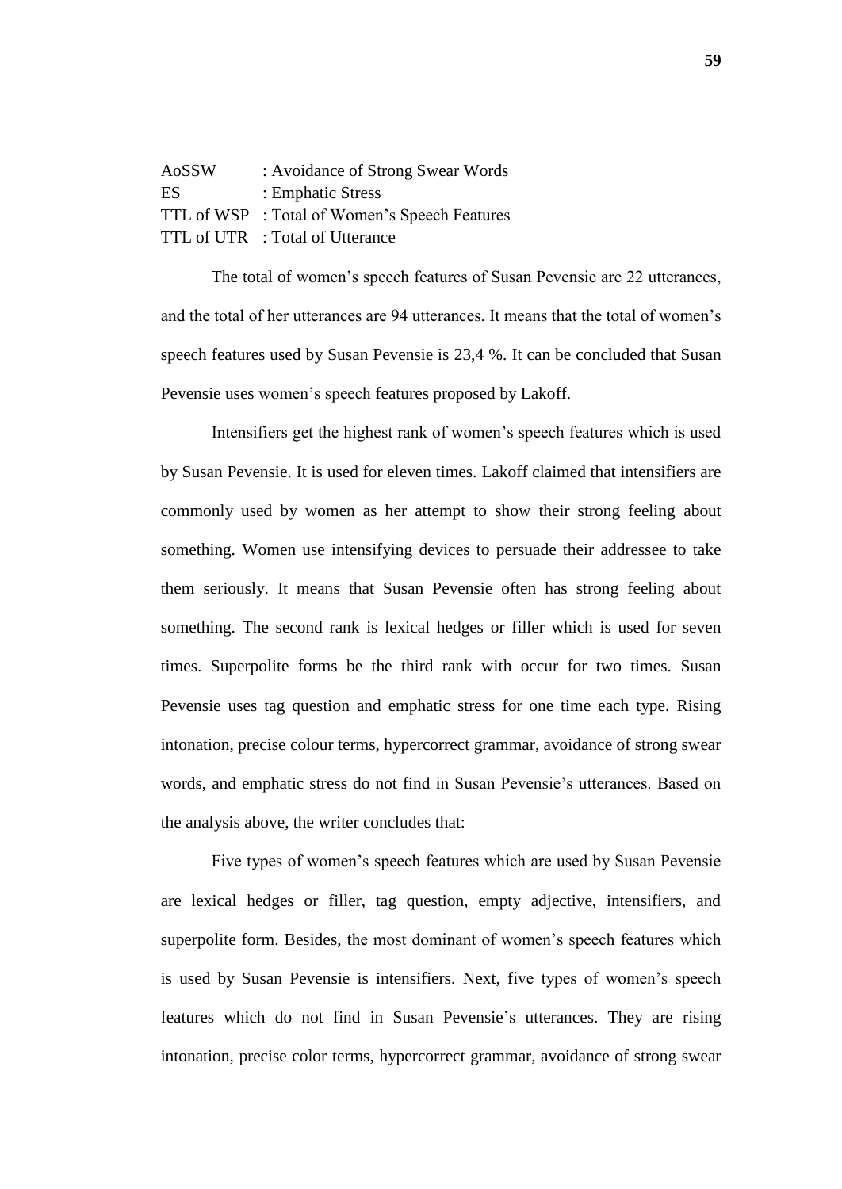AoSSW : Avoidance of Strong Swear Words
ES : Emphatic Stress
TTL of WSP : Total of Women's Speech Features
TTL of UTR : Total of Utterance

The total of women's speech features of Susan Pevensie are 22 utterances, and the total of her utterances are 94 utterances. It means that the total of women's speech features used by Susan Pevensie is 23,4 %. It can be concluded that Susan Pevensie uses women's speech features proposed by Lakoff.

Intensifiers get the highest rank of women's speech features which is used by Susan Pevensie. It is used for eleven times. Lakoff claimed that intensifiers are commonly used by women as her attempt to show their strong feeling about something. Women use intensifying devices to persuade their addressee to take them seriously. It means that Susan Pevensie often has strong feeling about something. The second rank is lexical hedges or filler which is used for seven times. Superpolite forms be the third rank with occur for two times. Susan Pevensie uses tag question and emphatic stress for one time each type. Rising intonation, precise colour terms, hypercorrect grammar, avoidance of strong swear words, and emphatic stress do not find in Susan Pevensie's utterances. Based on the analysis above, the writer concludes that:

Five types of women's speech features which are used by Susan Pevensie are lexical hedges or filler, tag question, empty adjective, intensifiers, and superpolite form. Besides, the most dominant of women's speech features which is used by Susan Pevensie is intensifiers. Next, five types of women's speech features which do not find in Susan Pevensie's utterances. They are rising intonation, precise color terms, hypercorrect grammar, avoidance of strong swear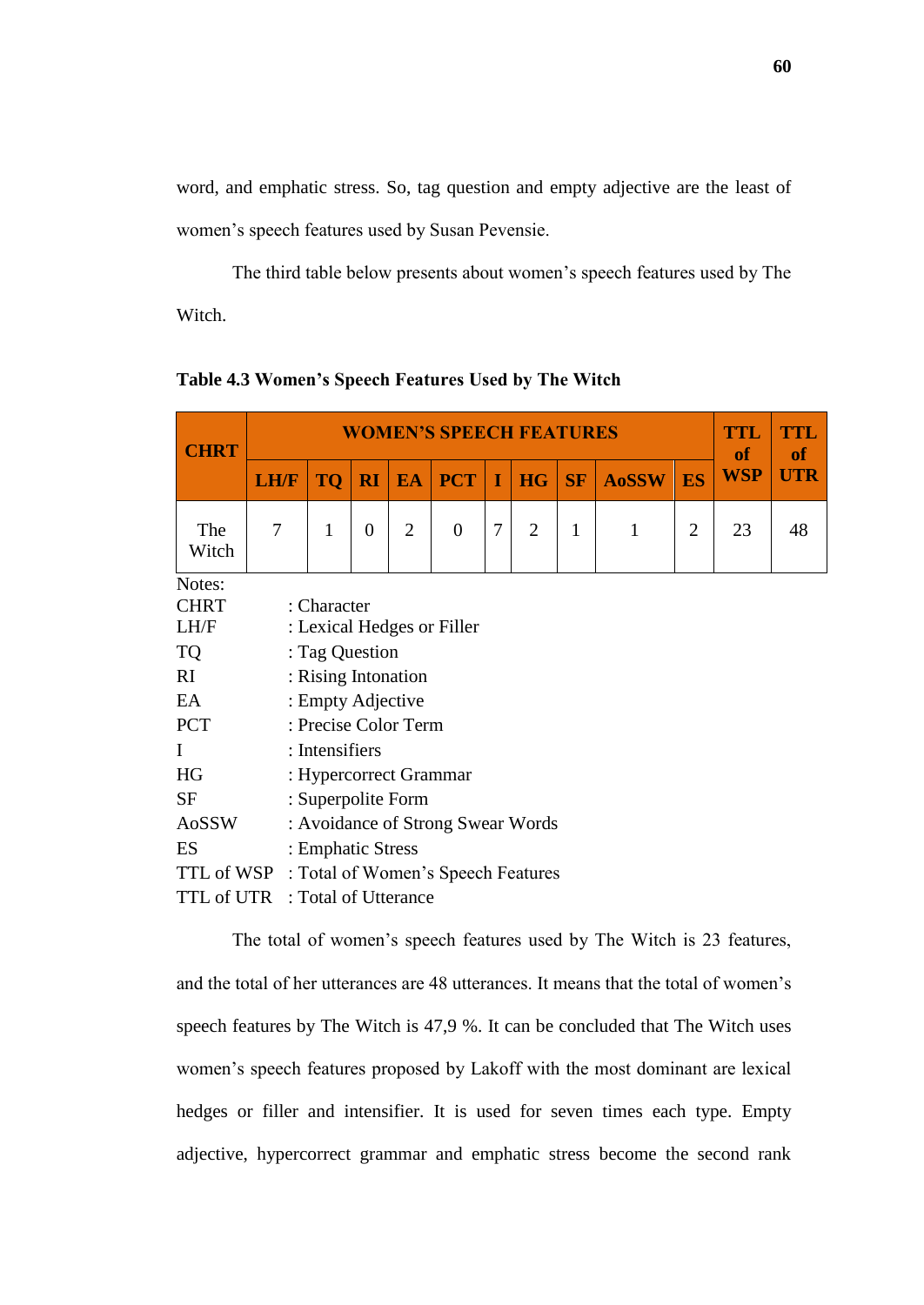word, and emphatic stress. So, tag question and empty adjective are the least of women's speech features used by Susan Pevensie.

The third table below presents about women's speech features used by The Witch.

**Table 4.3 Women's Speech Features Used by The Witch**

| CHRT | WOMEN'S SPEECH FEATURES | | | | | | | | | | TTL of WSP | TTL of UTR |
|---|---|---|---|---|---|---|---|---|---|---|---|---|
| | LH/F | TQ | RI | EA | PCT | I | HG | SF | AoSSW | ES | | |
| The Witch | 7 | 1 | 0 | 2 | 0 | 7 | 2 | 1 | 1 | 2 | 23 | 48 |

Notes:

| | |
|---|---|
| CHRT | : Character |
| LH/F | : Lexical Hedges or Filler |
| TQ | : Tag Question |
| RI | : Rising Intonation |
| EA | : Empty Adjective |
| PCT | : Precise Color Term |
| I | : Intensifiers |
| HG | : Hypercorrect Grammar |
| SF | : Superpolite Form |
| AoSSW | : Avoidance of Strong Swear Words |
| ES | : Emphatic Stress |
| TTL of WSP | : Total of Women's Speech Features |
| TTL of UTR | : Total of Utterance |

The total of women's speech features used by The Witch is 23 features, and the total of her utterances are 48 utterances. It means that the total of women's speech features by The Witch is 47,9 %. It can be concluded that The Witch uses women's speech features proposed by Lakoff with the most dominant are lexical hedges or filler and intensifier. It is used for seven times each type. Empty adjective, hypercorrect grammar and emphatic stress become the second rank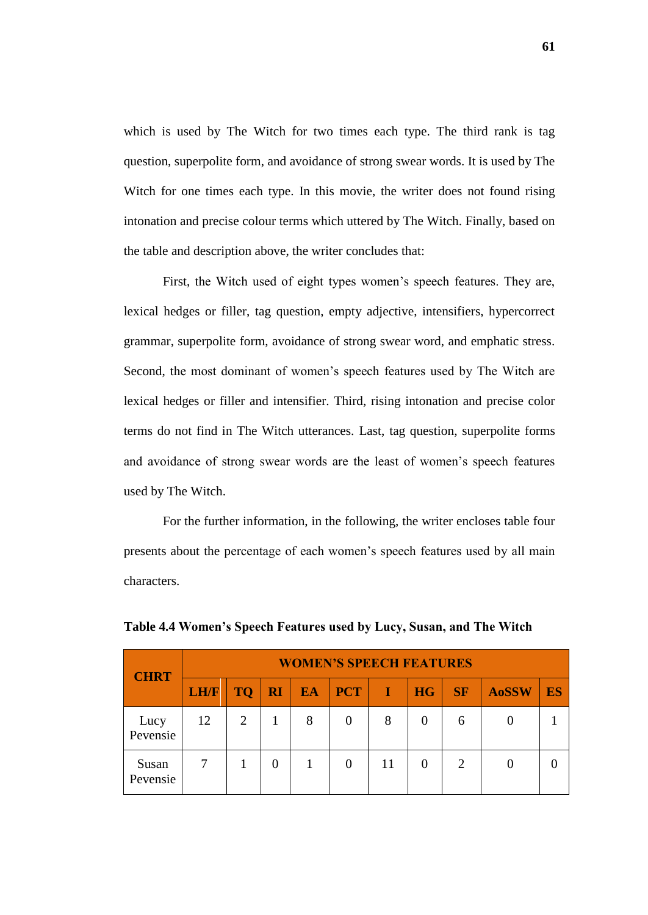which is used by The Witch for two times each type. The third rank is tag question, superpolite form, and avoidance of strong swear words. It is used by The Witch for one times each type. In this movie, the writer does not found rising intonation and precise colour terms which uttered by The Witch. Finally, based on the table and description above, the writer concludes that:

First, the Witch used of eight types women's speech features. They are, lexical hedges or filler, tag question, empty adjective, intensifiers, hypercorrect grammar, superpolite form, avoidance of strong swear word, and emphatic stress. Second, the most dominant of women's speech features used by The Witch are lexical hedges or filler and intensifier. Third, rising intonation and precise color terms do not find in The Witch utterances. Last, tag question, superpolite forms and avoidance of strong swear words are the least of women's speech features used by The Witch.

For the further information, in the following, the writer encloses table four presents about the percentage of each women's speech features used by all main characters.

**Table 4.4 Women's Speech Features used by Lucy, Susan, and The Witch**

| CHRT | WOMEN'S SPEECH FEATURES | | | | | | | | | |
|---|---|---|---|---|---|---|---|---|---|---|
| | LH/F | TQ | RI | EA | PCT | I | HG | SF | AoSSW | ES |
| Lucy Pevensie | 12 | 2 | 1 | 8 | 0 | 8 | 0 | 6 | 0 | 1 |
| Susan Pevensie | 7 | 1 | 0 | 1 | 0 | 11 | 0 | 2 | 0 | 0 |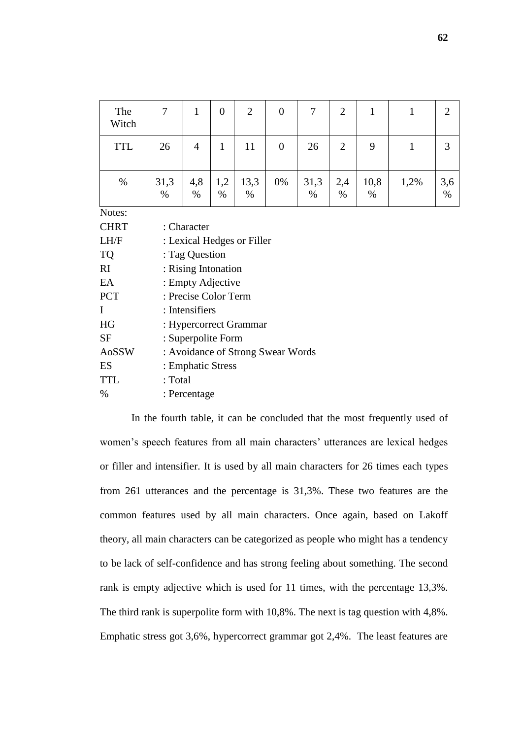| The Witch | 7 | 1 | 0 | 2 | 0 | 7 | 2 | 1 | 1 | 2 |
|---|---|---|---|---|---|---|---|---|---|---|
| TTL | 26 | 4 | 1 | 11 | 0 | 26 | 2 | 9 | 1 | 3 |
| % | 31,3 % | 4,8 % | 1,2 % | 13,3 % | 0% | 31,3 % | 2,4 % | 10,8 % | 1,2% | 3,6 % |

Notes:

CHRT : Character
LH/F : Lexical Hedges or Filler
TQ : Tag Question
RI : Rising Intonation
EA : Empty Adjective
PCT : Precise Color Term
I : Intensifiers
HG : Hypercorrect Grammar
SF : Superpolite Form
AoSSW : Avoidance of Strong Swear Words
ES : Emphatic Stress
TTL : Total
% : Percentage

In the fourth table, it can be concluded that the most frequently used of women's speech features from all main characters' utterances are lexical hedges or filler and intensifier. It is used by all main characters for 26 times each types from 261 utterances and the percentage is 31,3%. These two features are the common features used by all main characters. Once again, based on Lakoff theory, all main characters can be categorized as people who might has a tendency to be lack of self-confidence and has strong feeling about something. The second rank is empty adjective which is used for 11 times, with the percentage 13,3%. The third rank is superpolite form with 10,8%. The next is tag question with 4,8%. Emphatic stress got 3,6%, hypercorrect grammar got 2,4%. The least features are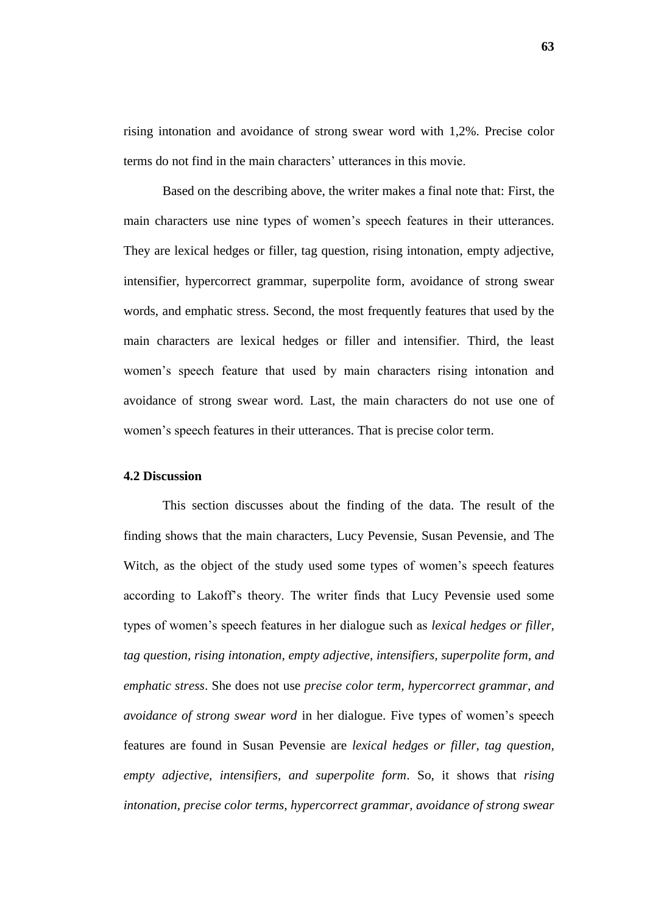rising intonation and avoidance of strong swear word with 1,2%. Precise color terms do not find in the main characters' utterances in this movie.

Based on the describing above, the writer makes a final note that: First, the main characters use nine types of women's speech features in their utterances. They are lexical hedges or filler, tag question, rising intonation, empty adjective, intensifier, hypercorrect grammar, superpolite form, avoidance of strong swear words, and emphatic stress. Second, the most frequently features that used by the main characters are lexical hedges or filler and intensifier. Third, the least women's speech feature that used by main characters rising intonation and avoidance of strong swear word. Last, the main characters do not use one of women's speech features in their utterances. That is precise color term.

### 4.2 Discussion

This section discusses about the finding of the data. The result of the finding shows that the main characters, Lucy Pevensie, Susan Pevensie, and The Witch, as the object of the study used some types of women's speech features according to Lakoff's theory. The writer finds that Lucy Pevensie used some types of women's speech features in her dialogue such as *lexical hedges or filler, tag question, rising intonation, empty adjective, intensifiers, superpolite form, and emphatic stress*. She does not use *precise color term, hypercorrect grammar, and avoidance of strong swear word* in her dialogue. Five types of women's speech features are found in Susan Pevensie are *lexical hedges or filler, tag question, empty adjective, intensifiers, and superpolite form*. So, it shows that *rising intonation, precise color terms, hypercorrect grammar, avoidance of strong swear*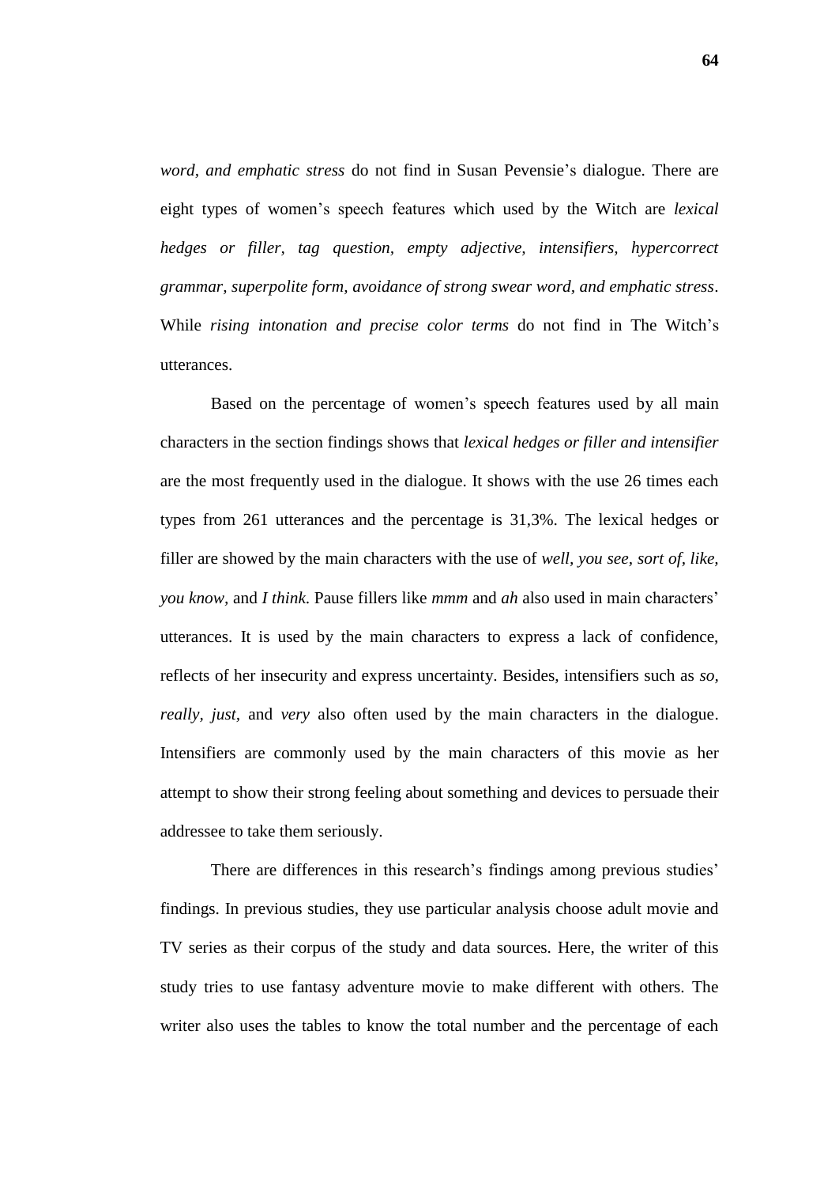*word, and emphatic stress* do not find in Susan Pevensie's dialogue. There are eight types of women's speech features which used by the Witch are *lexical hedges or filler, tag question, empty adjective, intensifiers, hypercorrect grammar, superpolite form, avoidance of strong swear word, and emphatic stress*. While *rising intonation and precise color terms* do not find in The Witch's utterances.

Based on the percentage of women's speech features used by all main characters in the section findings shows that *lexical hedges or filler and intensifier* are the most frequently used in the dialogue. It shows with the use 26 times each types from 261 utterances and the percentage is 31,3%. The lexical hedges or filler are showed by the main characters with the use of *well, you see, sort of, like, you know,* and *I think*. Pause fillers like *mmm* and *ah* also used in main characters' utterances. It is used by the main characters to express a lack of confidence, reflects of her insecurity and express uncertainty. Besides, intensifiers such as *so, really, just,* and *very* also often used by the main characters in the dialogue. Intensifiers are commonly used by the main characters of this movie as her attempt to show their strong feeling about something and devices to persuade their addressee to take them seriously.

There are differences in this research's findings among previous studies' findings. In previous studies, they use particular analysis choose adult movie and TV series as their corpus of the study and data sources. Here, the writer of this study tries to use fantasy adventure movie to make different with others. The writer also uses the tables to know the total number and the percentage of each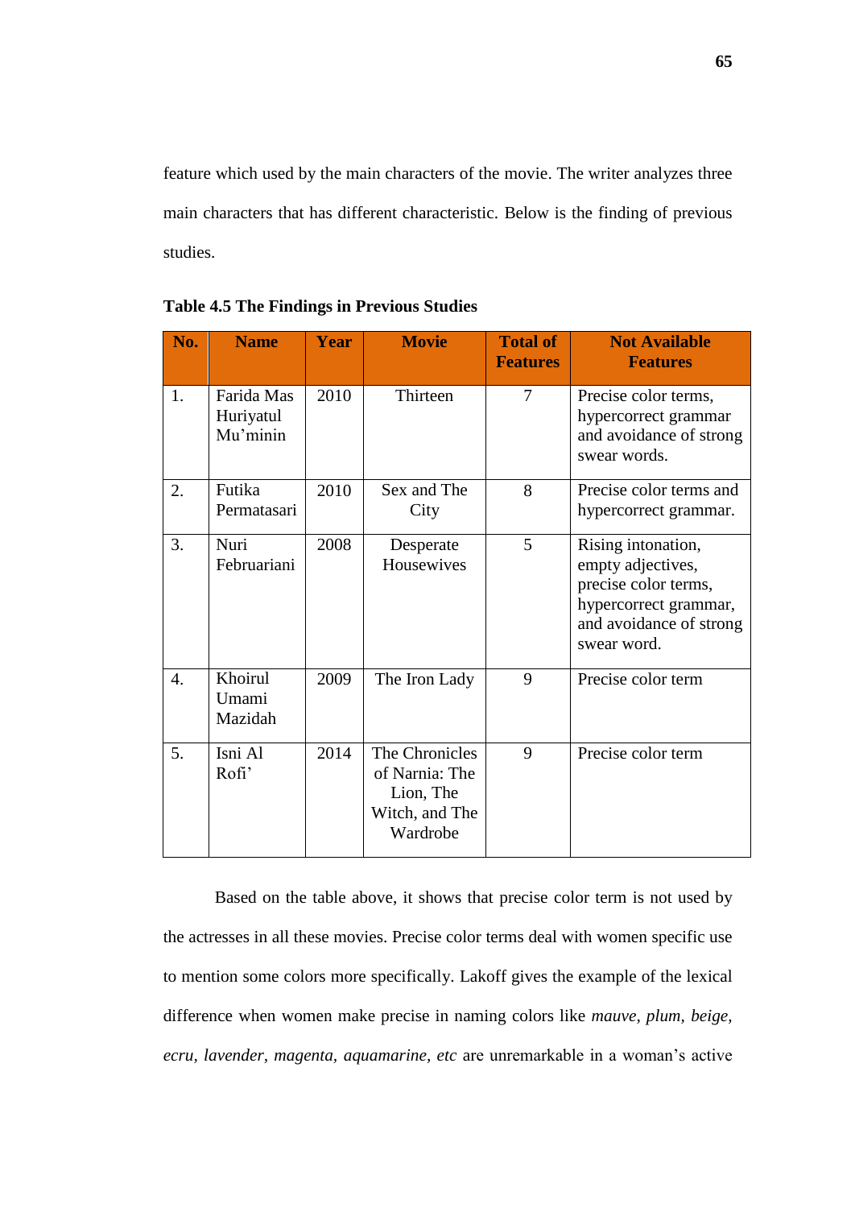feature which used by the main characters of the movie. The writer analyzes three main characters that has different characteristic. Below is the finding of previous studies.

**Table 4.5 The Findings in Previous Studies**

| No. | Name | Year | Movie | Total of Features | Not Available Features |
|---|---|---|---|---|---|
| 1. | Farida Mas Huriyatul Mu'minin | 2010 | Thirteen | 7 | Precise color terms, hypercorrect grammar and avoidance of strong swear words. |
| 2. | Futika Permatasari | 2010 | Sex and The City | 8 | Precise color terms and hypercorrect grammar. |
| 3. | Nuri Februariani | 2008 | Desperate Housewives | 5 | Rising intonation, empty adjectives, precise color terms, hypercorrect grammar, and avoidance of strong swear word. |
| 4. | Khoirul Umami Mazidah | 2009 | The Iron Lady | 9 | Precise color term |
| 5. | Isni Al Rofi' | 2014 | The Chronicles of Narnia: The Lion, The Witch, and The Wardrobe | 9 | Precise color term |

Based on the table above, it shows that precise color term is not used by the actresses in all these movies. Precise color terms deal with women specific use to mention some colors more specifically. Lakoff gives the example of the lexical difference when women make precise in naming colors like *mauve, plum, beige, ecru, lavender, magenta, aquamarine, etc* are unremarkable in a woman's active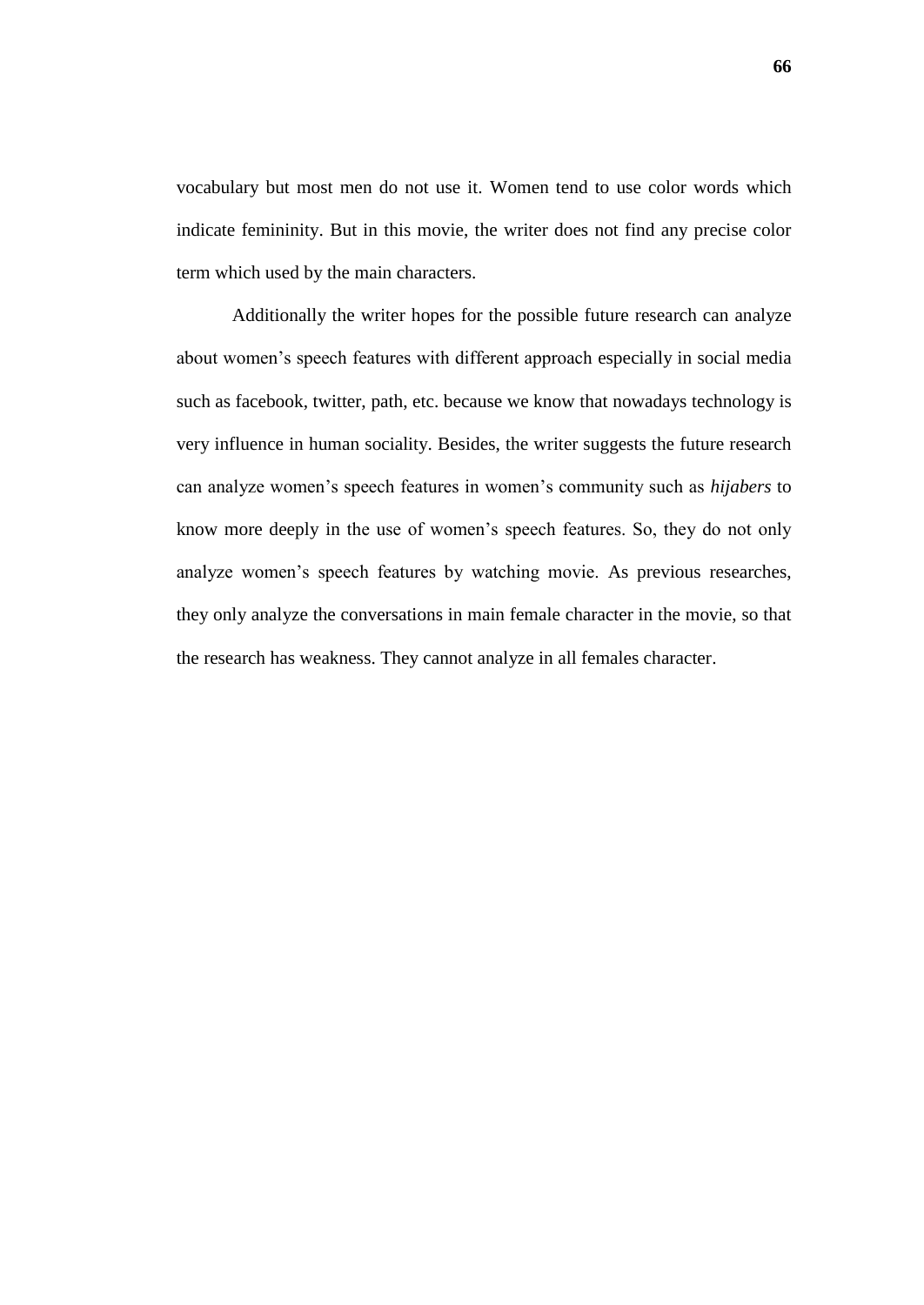vocabulary but most men do not use it. Women tend to use color words which indicate femininity. But in this movie, the writer does not find any precise color term which used by the main characters.

Additionally the writer hopes for the possible future research can analyze about women's speech features with different approach especially in social media such as facebook, twitter, path, etc. because we know that nowadays technology is very influence in human sociality. Besides, the writer suggests the future research can analyze women's speech features in women's community such as *hijabers* to know more deeply in the use of women's speech features. So, they do not only analyze women's speech features by watching movie. As previous researches, they only analyze the conversations in main female character in the movie, so that the research has weakness. They cannot analyze in all females character.